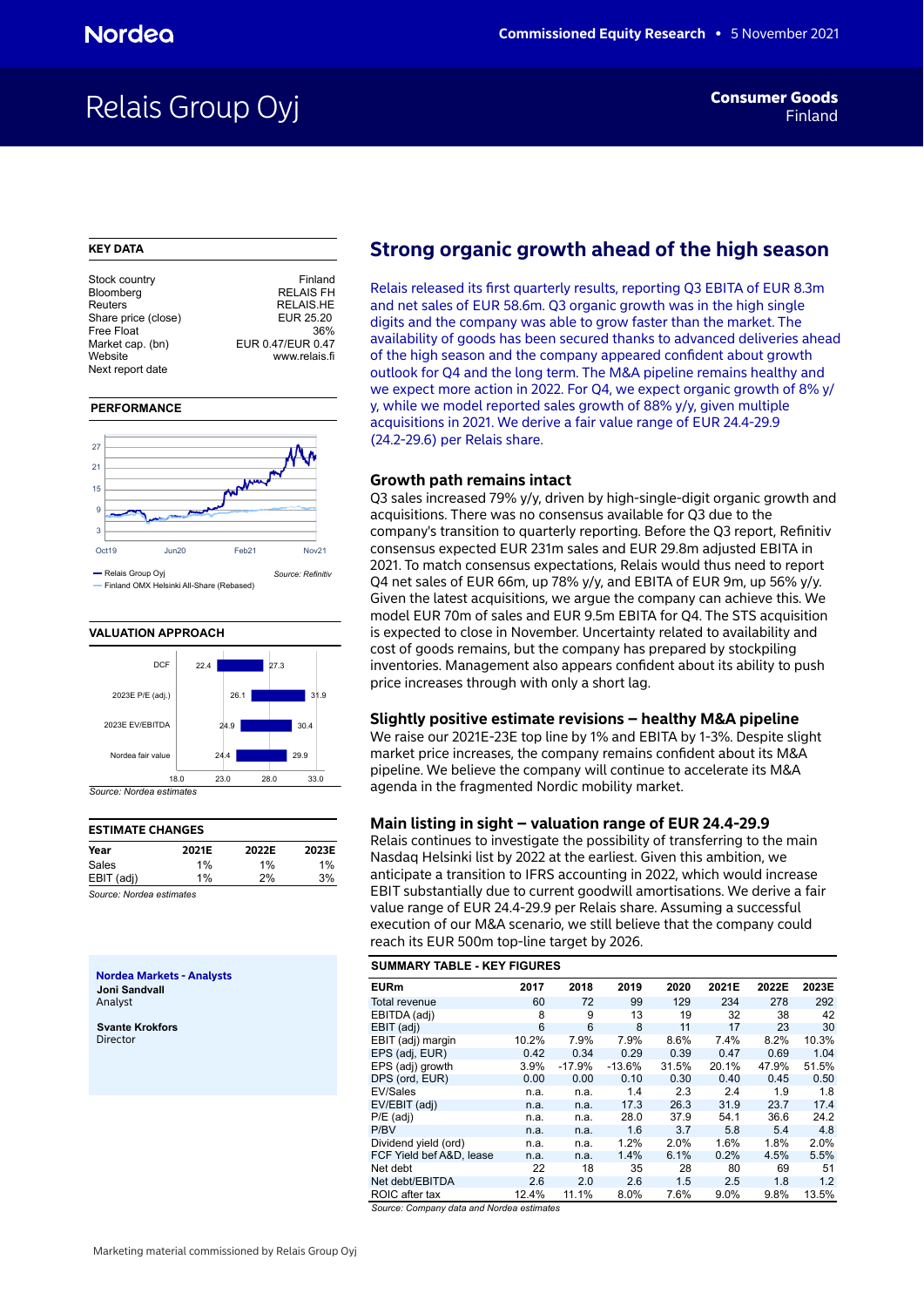# Relais Group Oyj

**Consumer Goods**
Finland

Commissioned Equity Research • 5 November 2021

## KEY DATA

| | |
|---|---|
| Stock country | Finland |
| Bloomberg | RELAIS FH |
| Reuters | RELAIS.HE |
| Share price (close) | EUR 25.20 |
| Free Float | 36% |
| Market cap. (bn) | EUR 0.47/EUR 0.47 |
| Website | www.relais.fi |
| Next report date | |

## PERFORMANCE

— Relais Group Oyj
— Finland OMX Helsinki All-Share (Rebased)

Source: Refinitiv

## VALUATION APPROACH

| | Low | High |
|---|---|---|
| DCF | 22.4 | 27.3 |
| 2023E P/E (adj.) | 26.1 | 31.9 |
| 2023E EV/EBITDA | 24.9 | 30.4 |
| Nordea fair value | 24.4 | 29.9 |

*Source: Nordea estimates*

## ESTIMATE CHANGES

| Year | 2021E | 2022E | 2023E |
|---|---|---|---|
| Sales | 1% | 1% | 1% |
| EBIT (adj) | 1% | 2% | 3% |

*Source: Nordea estimates*

**Nordea Markets - Analysts**

**Joni Sandvall**
Analyst

**Svante Krokfors**
Director

## Strong organic growth ahead of the high season

Relais released its first quarterly results, reporting Q3 EBITA of EUR 8.3m and net sales of EUR 58.6m. Q3 organic growth was in the high single digits and the company was able to grow faster than the market. The availability of goods has been secured thanks to advanced deliveries ahead of the high season and the company appeared confident about growth outlook for Q4 and the long term. The M&A pipeline remains healthy and we expect more action in 2022. For Q4, we expect organic growth of 8% y/y, while we model reported sales growth of 88% y/y, given multiple acquisitions in 2021. We derive a fair value range of EUR 24.4-29.9 (24.2-29.6) per Relais share.

### Growth path remains intact

Q3 sales increased 79% y/y, driven by high-single-digit organic growth and acquisitions. There was no consensus available for Q3 due to the company's transition to quarterly reporting. Before the Q3 report, Refinitiv consensus expected EUR 231m sales and EUR 29.8m adjusted EBITDA in 2021. To match consensus expectations, Relais would thus need to report Q4 net sales of EUR 66m, up 78% y/y, and EBITDA of EUR 9m, up 56% y/y. Given the latest acquisitions, we argue the company can achieve this. We model EUR 70m of sales and EUR 9.5m EBITA for Q4. The STS acquisition is expected to close in November. Uncertainty related to availability and cost of goods remains, but the company has prepared by stockpiling inventories. Management also appears confident about its ability to push price increases through with only a short lag.

### Slightly positive estimate revisions – healthy M&A pipeline

We raise our 2021E-23E top line by 1% and EBITA by 1-3%. Despite slight market price increases, the company remains confident about its M&A pipeline. We believe the company will continue to accelerate its M&A agenda in the fragmented Nordic mobility market.

### Main listing in sight – valuation range of EUR 24.4-29.9

Relais continues to investigate the possibility of transferring to the main Nasdaq Helsinki list by 2022 at the earliest. Given this ambition, we anticipate a transition to IFRS accounting in 2022, which would increase EBIT substantially due to current goodwill amortisations. We derive a fair value range of EUR 24.4-29.9 per Relais share. Assuming a successful execution of our M&A scenario, we still believe that the company could reach its EUR 500m top-line target by 2026.

## SUMMARY TABLE - KEY FIGURES

| EURm | 2017 | 2018 | 2019 | 2020 | 2021E | 2022E | 2023E |
|---|---|---|---|---|---|---|---|
| Total revenue | 60 | 72 | 99 | 129 | 234 | 278 | 292 |
| EBITDA (adj) | 8 | 9 | 13 | 19 | 32 | 38 | 42 |
| EBIT (adj) | 6 | 6 | 8 | 11 | 17 | 23 | 30 |
| EBIT (adj) margin | 10.2% | 7.9% | 7.9% | 8.6% | 7.4% | 8.2% | 10.3% |
| EPS (adj, EUR) | 0.42 | 0.34 | 0.29 | 0.39 | 0.47 | 0.69 | 1.04 |
| EPS (adj) growth | 3.9% | -17.9% | -13.6% | 31.5% | 20.1% | 47.9% | 51.5% |
| DPS (ord, EUR) | 0.00 | 0.00 | 0.10 | 0.30 | 0.40 | 0.45 | 0.50 |
| EV/Sales | n.a. | n.a. | 1.4 | 2.3 | 2.4 | 1.9 | 1.8 |
| EV/EBIT (adj) | n.a. | n.a. | 17.3 | 26.3 | 31.9 | 23.7 | 17.4 |
| P/E (adj) | n.a. | n.a. | 28.0 | 37.9 | 54.1 | 36.6 | 24.2 |
| P/BV | n.a. | n.a. | 1.6 | 3.7 | 5.8 | 5.4 | 4.8 |
| Dividend yield (ord) | n.a. | n.a. | 1.2% | 2.0% | 1.6% | 1.8% | 2.0% |
| FCF Yield bef A&D, lease | n.a. | n.a. | 1.4% | 6.1% | 0.2% | 4.5% | 5.5% |
| Net debt | 22 | 18 | 35 | 28 | 80 | 69 | 51 |
| Net debt/EBITDA | 2.6 | 2.0 | 2.6 | 1.5 | 2.5 | 1.8 | 1.2 |
| ROIC after tax | 12.4% | 11.1% | 8.0% | 7.6% | 9.0% | 9.8% | 13.5% |

*Source: Company data and Nordea estimates*

Marketing material commissioned by Relais Group Oyj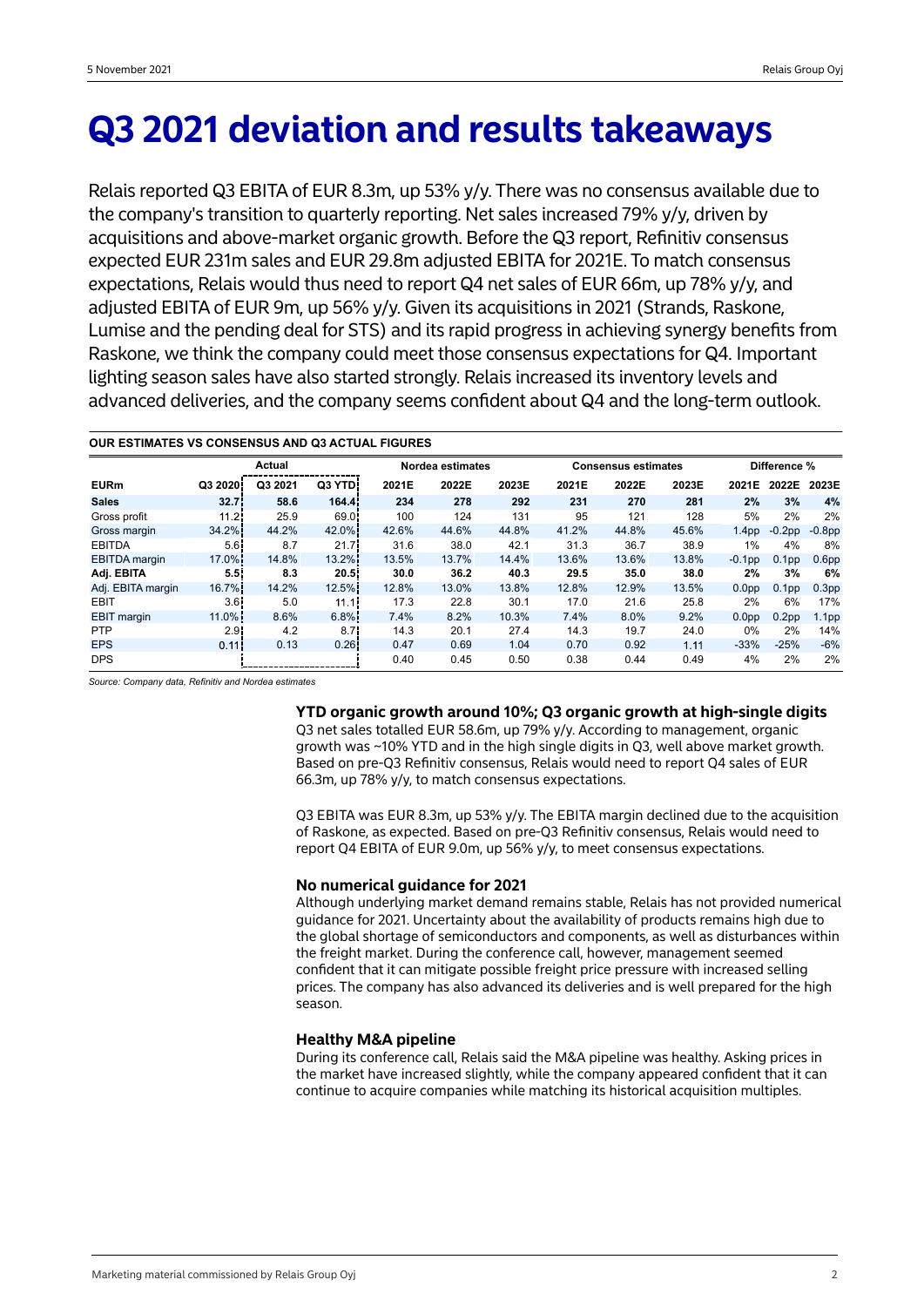# Q3 2021 deviation and results takeaways

Relais reported Q3 EBITA of EUR 8.3m, up 53% y/y. There was no consensus available due to the company's transition to quarterly reporting. Net sales increased 79% y/y, driven by acquisitions and above-market organic growth. Before the Q3 report, Refinitiv consensus expected EUR 231m sales and EUR 29.8m adjusted EBITA for 2021E. To match consensus expectations, Relais would thus need to report Q4 net sales of EUR 66m, up 78% y/y, and adjusted EBITA of EUR 9m, up 56% y/y. Given its acquisitions in 2021 (Strands, Raskone, Lumise and the pending deal for STS) and its rapid progress in achieving synergy benefits from Raskone, we think the company could meet those consensus expectations for Q4. Important lighting season sales have also started strongly. Relais increased its inventory levels and advanced deliveries, and the company seems confident about Q4 and the long-term outlook.

**OUR ESTIMATES VS CONSENSUS AND Q3 ACTUAL FIGURES**

| | Actual | | | Nordea estimates | | | Consensus estimates | | | Difference % | | |
|---|---|---|---|---|---|---|---|---|---|---|---|---|
| **EURm** | **Q3 2020** | **Q3 2021** | **Q3 YTD** | **2021E** | **2022E** | **2023E** | **2021E** | **2022E** | **2023E** | **2021E** | **2022E** | **2023E** |
| **Sales** | **32.7** | **58.6** | **164.4** | **234** | **278** | **292** | **231** | **270** | **281** | **2%** | **3%** | **4%** |
| Gross profit | 11.2 | 25.9 | 69.0 | 100 | 124 | 131 | 95 | 121 | 128 | 5% | 2% | 2% |
| Gross margin | 34.2% | 44.2% | 42.0% | 42.6% | 44.6% | 44.8% | 41.2% | 44.8% | 45.6% | 1.4pp | -0.2pp | -0.8pp |
| EBITDA | 5.6 | 8.7 | 21.7 | 31.6 | 38.0 | 42.1 | 31.3 | 36.7 | 38.9 | 1% | 4% | 8% |
| EBITDA margin | 17.0% | 14.8% | 13.2% | 13.5% | 13.7% | 14.4% | 13.6% | 13.6% | 13.8% | -0.1pp | 0.1pp | 0.6pp |
| **Adj. EBITA** | **5.5** | **8.3** | **20.5** | **30.0** | **36.2** | **40.3** | **29.5** | **35.0** | **38.0** | **2%** | **3%** | **6%** |
| Adj. EBITA margin | 16.7% | 14.2% | 12.5% | 12.8% | 13.0% | 13.8% | 12.8% | 12.9% | 13.5% | 0.0pp | 0.1pp | 0.3pp |
| EBIT | 3.6 | 5.0 | 11.1 | 17.3 | 22.8 | 30.1 | 17.0 | 21.6 | 25.8 | 2% | 6% | 17% |
| EBIT margin | 11.0% | 8.6% | 6.8% | 7.4% | 8.2% | 10.3% | 7.4% | 8.0% | 9.2% | 0.0pp | 0.2pp | 1.1pp |
| PTP | 2.9 | 4.2 | 8.7 | 14.3 | 20.1 | 27.4 | 14.3 | 19.7 | 24.0 | 0% | 2% | 14% |
| EPS | 0.11 | 0.13 | 0.26 | 0.47 | 0.69 | 1.04 | 0.70 | 0.92 | 1.11 | -33% | -25% | -6% |
| DPS | | | | 0.40 | 0.45 | 0.50 | 0.38 | 0.44 | 0.49 | 4% | 2% | 2% |

*Source: Company data, Refinitiv and Nordea estimates*

### YTD organic growth around 10%; Q3 organic growth at high-single digits

Q3 net sales totalled EUR 58.6m, up 79% y/y. According to management, organic growth was ~10% YTD and in the high single digits in Q3, well above market growth. Based on pre-Q3 Refinitiv consensus, Relais would need to report Q4 sales of EUR 66.3m, up 78% y/y, to match consensus expectations.

Q3 EBITA was EUR 8.3m, up 53% y/y. The EBITA margin declined due to the acquisition of Raskone, as expected. Based on pre-Q3 Refinitiv consensus, Relais would need to report Q4 EBITA of EUR 9.0m, up 56% y/y, to meet consensus expectations.

### No numerical guidance for 2021

Although underlying market demand remains stable, Relais has not provided numerical guidance for 2021. Uncertainty about the availability of products remains high due to the global shortage of semiconductors and components, as well as disturbances within the freight market. During the conference call, however, management seemed confident that it can mitigate possible freight price pressure with increased selling prices. The company has also advanced its deliveries and is well prepared for the high season.

### Healthy M&A pipeline

During its conference call, Relais said the M&A pipeline was healthy. Asking prices in the market have increased slightly, while the company appeared confident that it can continue to acquire companies while matching its historical acquisition multiples.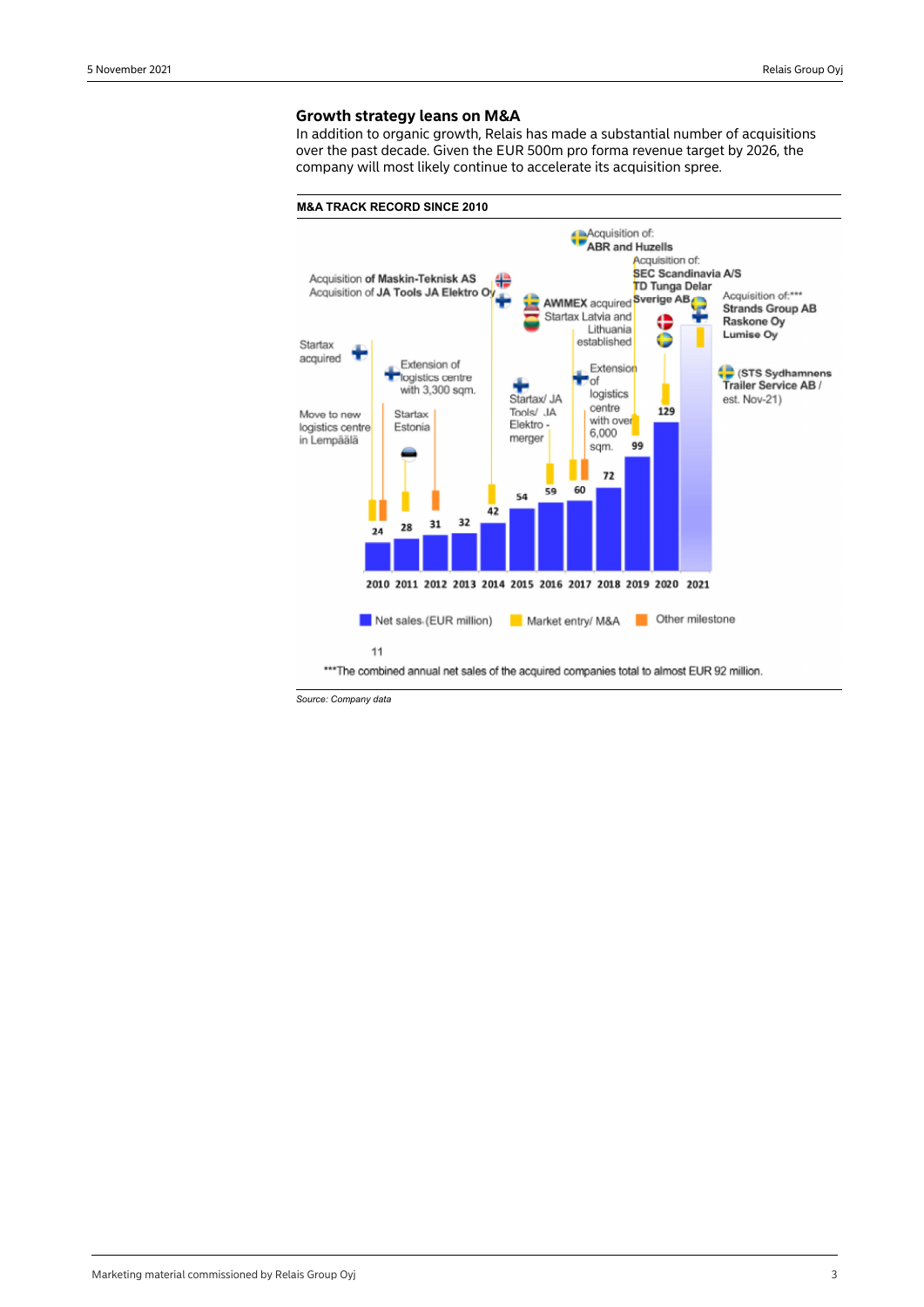## Growth strategy leans on M&A

In addition to organic growth, Relais has made a substantial number of acquisitions over the past decade. Given the EUR 500m pro forma revenue target by 2026, the company will most likely continue to accelerate its acquisition spree.

**M&A TRACK RECORD SINCE 2010**

| Year | Net sales (EUR million) | Milestones |
|---|---|---|
| 2010 | 24 | Startax acquired; Move to new logistics centre in Lempäälä |
| 2011 | 28 | Extension of logistics centre with 3,300 sqm.; Startax Estonia |
| 2012 | 31 | |
| 2013 | 32 | |
| 2014 | 42 | Acquisition of Maskin-Teknisk AS; Acquisition of JA Tools JA Elektro Oy |
| 2015 | 54 | |
| 2016 | 59 | Startax/ JA Tools/ JA Elektro - merger |
| 2017 | 60 | AWIMEX acquired Startax Latvia and Lithuania established; Extension of logistics centre with over 6,000 sqm. |
| 2018 | 72 | |
| 2019 | 99 | Acquisition of: ABR and Huzells |
| 2020 | 129 | Acquisition of: SEC Scandinavia A/S, TD Tunga Delar Sverige AB |
| 2021 | | Acquisition of:*** Strands Group AB, Raskone Oy, Lumise Oy; (STS Sydhamnens Trailer Service AB / est. Nov-21) |

Legend: Net sales (EUR million); Market entry/ M&A; Other milestone

***The combined annual net sales of the acquired companies total to almost EUR 92 million.

*Source: Company data*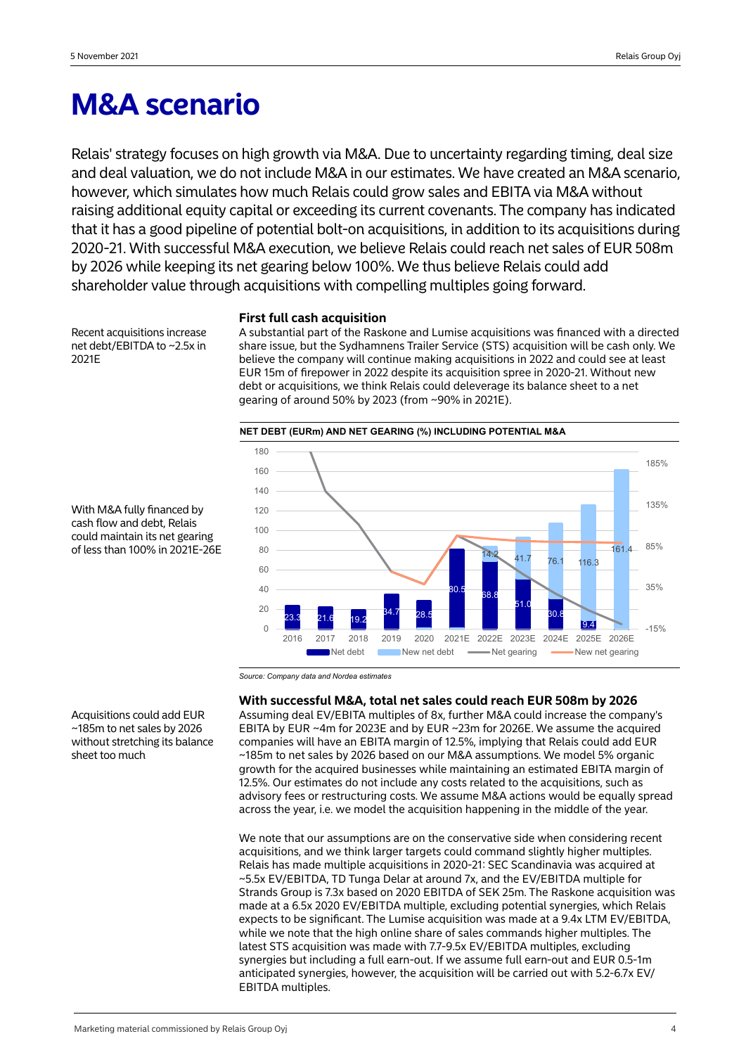# M&A scenario

Relais' strategy focuses on high growth via M&A. Due to uncertainty regarding timing, deal size and deal valuation, we do not include M&A in our estimates. We have created an M&A scenario, however, which simulates how much Relais could grow sales and EBITA via M&A without raising additional equity capital or exceeding its current covenants. The company has indicated that it has a good pipeline of potential bolt-on acquisitions, in addition to its acquisitions during 2020-21. With successful M&A execution, we believe Relais could reach net sales of EUR 508m by 2026 while keeping its net gearing below 100%. We thus believe Relais could add shareholder value through acquisitions with compelling multiples going forward.

Recent acquisitions increase net debt/EBITDA to ~2.5x in 2021E

### First full cash acquisition

A substantial part of the Raskone and Lumise acquisitions was financed with a directed share issue, but the Sydhamnens Trailer Service (STS) acquisition will be cash only. We believe the company will continue making acquisitions in 2022 and could see at least EUR 15m of firepower in 2022 despite its acquisition spree in 2020-21. Without new debt or acquisitions, we think Relais could deleverage its balance sheet to a net gearing of around 50% by 2023 (from ~90% in 2021E).

With M&A fully financed by cash flow and debt, Relais could maintain its net gearing of less than 100% in 2021E-26E

**NET DEBT (EURm) AND NET GEARING (%) INCLUDING POTENTIAL M&A**

| Year | Net debt | New net debt |
|---|---|---|
| 2016 | 23.3 | |
| 2017 | 21.6 | |
| 2018 | 19.2 | |
| 2019 | 34.7 | |
| 2020 | 28.5 | |
| 2021E | 80.5 | |
| 2022E | 68.8 | 14.2 |
| 2023E | 51.0 | 41.7 |
| 2024E | 30.8 | 76.1 |
| 2025E | 9.4 | 116.3 |
| 2026E | | 161.4 |

*Source: Company data and Nordea estimates*

Acquisitions could add EUR ~185m to net sales by 2026 without stretching its balance sheet too much

### With successful M&A, total net sales could reach EUR 508m by 2026

Assuming deal EV/EBITA multiples of 8x, further M&A could increase the company's EBITA by EUR ~4m for 2023E and by EUR ~23m for 2026E. We assume the acquired companies will have an EBITA margin of 12.5%, implying that Relais could add EUR ~185m to net sales by 2026 based on our M&A assumptions. We model 5% organic growth for the acquired businesses while maintaining an estimated EBITA margin of 12.5%. Our estimates do not include any costs related to the acquisitions, such as advisory fees or restructuring costs. We assume M&A actions would be equally spread across the year, i.e. we model the acquisition happening in the middle of the year.

We note that our assumptions are on the conservative side when considering recent acquisitions, and we think larger targets could command slightly higher multiples. Relais has made multiple acquisitions in 2020-21: SEC Scandinavia was acquired at ~5.5x EV/EBITDA, TD Tunga Delar at around 7x, and the EV/EBITDA multiple for Strands Group is 7.3x based on 2020 EBITDA of SEK 25m. The Raskone acquisition was made at a 6.5x 2020 EV/EBITDA multiple, excluding potential synergies, which Relais expects to be significant. The Lumise acquisition was made at a 9.4x LTM EV/EBITDA, while we note that the high online share of sales commands higher multiples. The latest STS acquisition was made with 7.7-9.5x EV/EBITDA multiples, excluding synergies but including a full earn-out. If we assume full earn-out and EUR 0.5-1m anticipated synergies, however, the acquisition will be carried out with 5.2-6.7x EV/EBITDA multiples.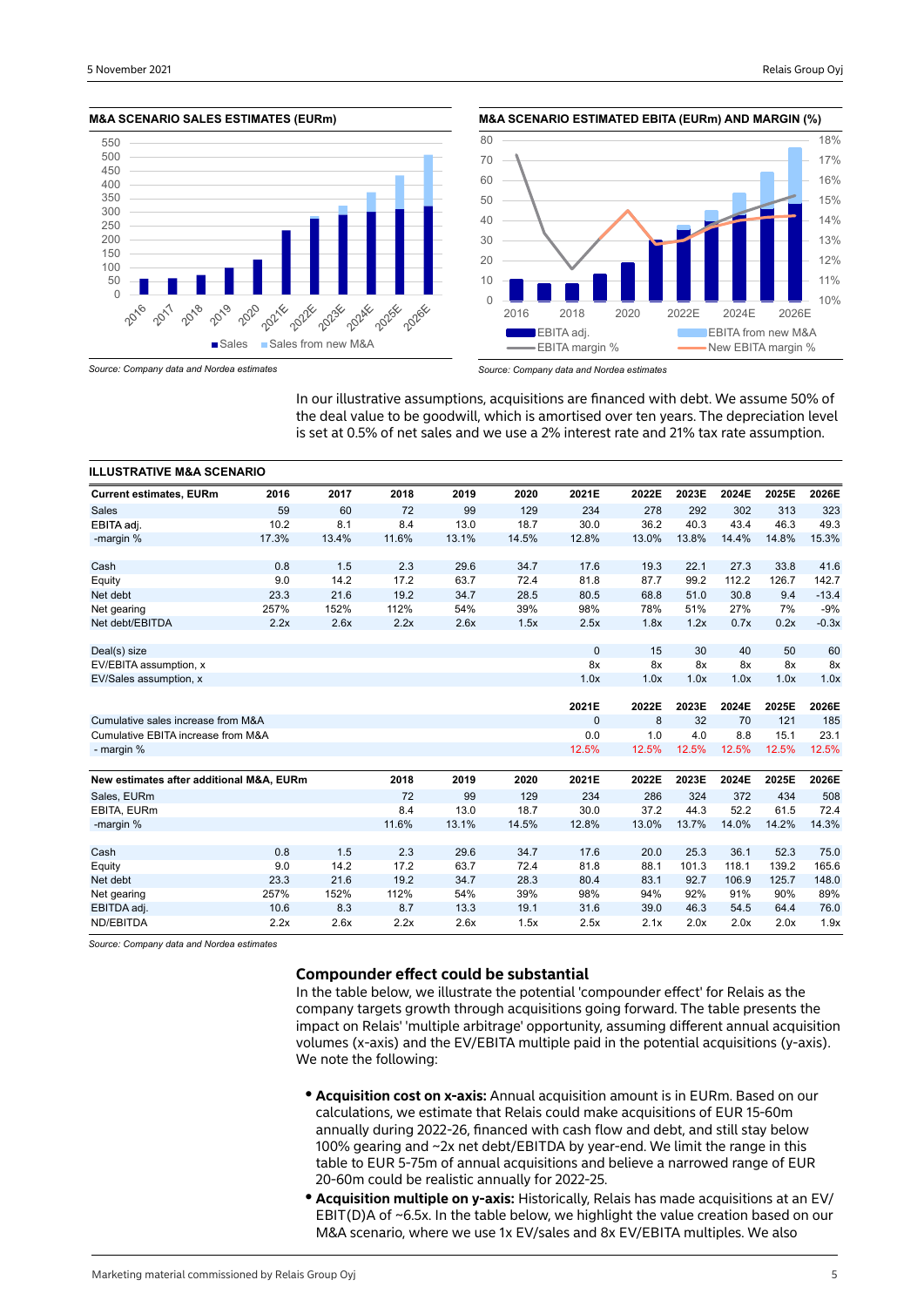**M&A SCENARIO SALES ESTIMATES (EURm)**

Source: Company data and Nordea estimates

**M&A SCENARIO ESTIMATED EBITA (EURm) AND MARGIN (%)**

Source: Company data and Nordea estimates

In our illustrative assumptions, acquisitions are financed with debt. We assume 50% of the deal value to be goodwill, which is amortised over ten years. The depreciation level is set at 0.5% of net sales and we use a 2% interest rate and 21% tax rate assumption.

**ILLUSTRATIVE M&A SCENARIO**

| Current estimates, EURm | 2016 | 2017 | 2018 | 2019 | 2020 | 2021E | 2022E | 2023E | 2024E | 2025E | 2026E |
|---|---|---|---|---|---|---|---|---|---|---|---|
| Sales | 59 | 60 | 72 | 99 | 129 | 234 | 278 | 292 | 302 | 313 | 323 |
| EBITA adj. | 10.2 | 8.1 | 8.4 | 13.0 | 18.7 | 30.0 | 36.2 | 40.3 | 43.4 | 46.3 | 49.3 |
| -margin % | 17.3% | 13.4% | 11.6% | 13.1% | 14.5% | 12.8% | 13.0% | 13.8% | 14.4% | 14.8% | 15.3% |
| | | | | | | | | | | | |
| Cash | 0.8 | 1.5 | 2.3 | 29.6 | 34.7 | 17.6 | 19.3 | 22.1 | 27.3 | 33.8 | 41.6 |
| Equity | 9.0 | 14.2 | 17.2 | 63.7 | 72.4 | 81.8 | 87.7 | 99.2 | 112.2 | 126.7 | 142.7 |
| Net debt | 23.3 | 21.6 | 19.2 | 34.7 | 28.5 | 80.5 | 68.8 | 51.0 | 30.8 | 9.4 | -13.4 |
| Net gearing | 257% | 152% | 112% | 54% | 39% | 98% | 78% | 51% | 27% | 7% | -9% |
| Net debt/EBITDA | 2.2x | 2.6x | 2.2x | 2.6x | 1.5x | 2.5x | 1.8x | 1.2x | 0.7x | 0.2x | -0.3x |
| | | | | | | | | | | | |
| Deal(s) size | | | | | | 0 | 15 | 30 | 40 | 50 | 60 |
| EV/EBITA assumption, x | | | | | | 8x | 8x | 8x | 8x | 8x | 8x |
| EV/Sales assumption, x | | | | | | 1.0x | 1.0x | 1.0x | 1.0x | 1.0x | 1.0x |
| | | | | | | | | | | | |
| | | | | | | 2021E | 2022E | 2023E | 2024E | 2025E | 2026E |
| Cumulative sales increase from M&A | | | | | | 0 | 8 | 32 | 70 | 121 | 185 |
| Cumulative EBITA increase from M&A | | | | | | 0.0 | 1.0 | 4.0 | 8.8 | 15.1 | 23.1 |
| - margin % | | | | | | 12.5% | 12.5% | 12.5% | 12.5% | 12.5% | 12.5% |
| | | | | | | | | | | | |
| **New estimates after additional M&A, EURm** | | | 2018 | 2019 | 2020 | 2021E | 2022E | 2023E | 2024E | 2025E | 2026E |
| Sales, EURm | | | 72 | 99 | 129 | 234 | 286 | 324 | 372 | 434 | 508 |
| EBITA, EURm | | | 8.4 | 13.0 | 18.7 | 30.0 | 37.2 | 44.3 | 52.2 | 61.5 | 72.4 |
| -margin % | | | 11.6% | 13.1% | 14.5% | 12.8% | 13.0% | 13.7% | 14.0% | 14.2% | 14.3% |
| | | | | | | | | | | | |
| Cash | 0.8 | 1.5 | 2.3 | 29.6 | 34.7 | 17.6 | 20.0 | 25.3 | 36.1 | 52.3 | 75.0 |
| Equity | 9.0 | 14.2 | 17.2 | 63.7 | 72.4 | 81.8 | 88.1 | 101.3 | 118.1 | 139.2 | 165.6 |
| Net debt | 23.3 | 21.6 | 19.2 | 34.7 | 28.3 | 80.4 | 83.1 | 92.7 | 106.9 | 125.7 | 148.0 |
| Net gearing | 257% | 152% | 112% | 54% | 39% | 98% | 94% | 92% | 91% | 90% | 89% |
| EBITDA adj. | 10.6 | 8.3 | 8.7 | 13.3 | 19.1 | 31.6 | 39.0 | 46.3 | 54.5 | 64.4 | 76.0 |
| ND/EBITDA | 2.2x | 2.6x | 2.2x | 2.6x | 1.5x | 2.5x | 2.1x | 2.0x | 2.0x | 2.0x | 1.9x |

Source: Company data and Nordea estimates

## Compounder effect could be substantial

In the table below, we illustrate the potential 'compounder effect' for Relais as the company targets growth through acquisitions going forward. The table presents the impact on Relais' 'multiple arbitrage' opportunity, assuming different annual acquisition volumes (x-axis) and the EV/EBITA multiple paid in the potential acquisitions (y-axis). We note the following:

- **Acquisition cost on x-axis:** Annual acquisition amount is in EURm. Based on our calculations, we estimate that Relais could make acquisitions of EUR 15-60m annually during 2022-26, financed with cash flow and debt, and still stay below 100% gearing and ~2x net debt/EBITDA by year-end. We limit the range in this table to EUR 5-75m of annual acquisitions and believe a narrowed range of EUR 20-60m could be realistic annually for 2022-25.
- **Acquisition multiple on y-axis:** Historically, Relais has made acquisitions at an EV/EBIT(D)A of ~6.5x. In the table below, we highlight the value creation based on our M&A scenario, where we use 1x EV/sales and 8x EV/EBITA multiples. We also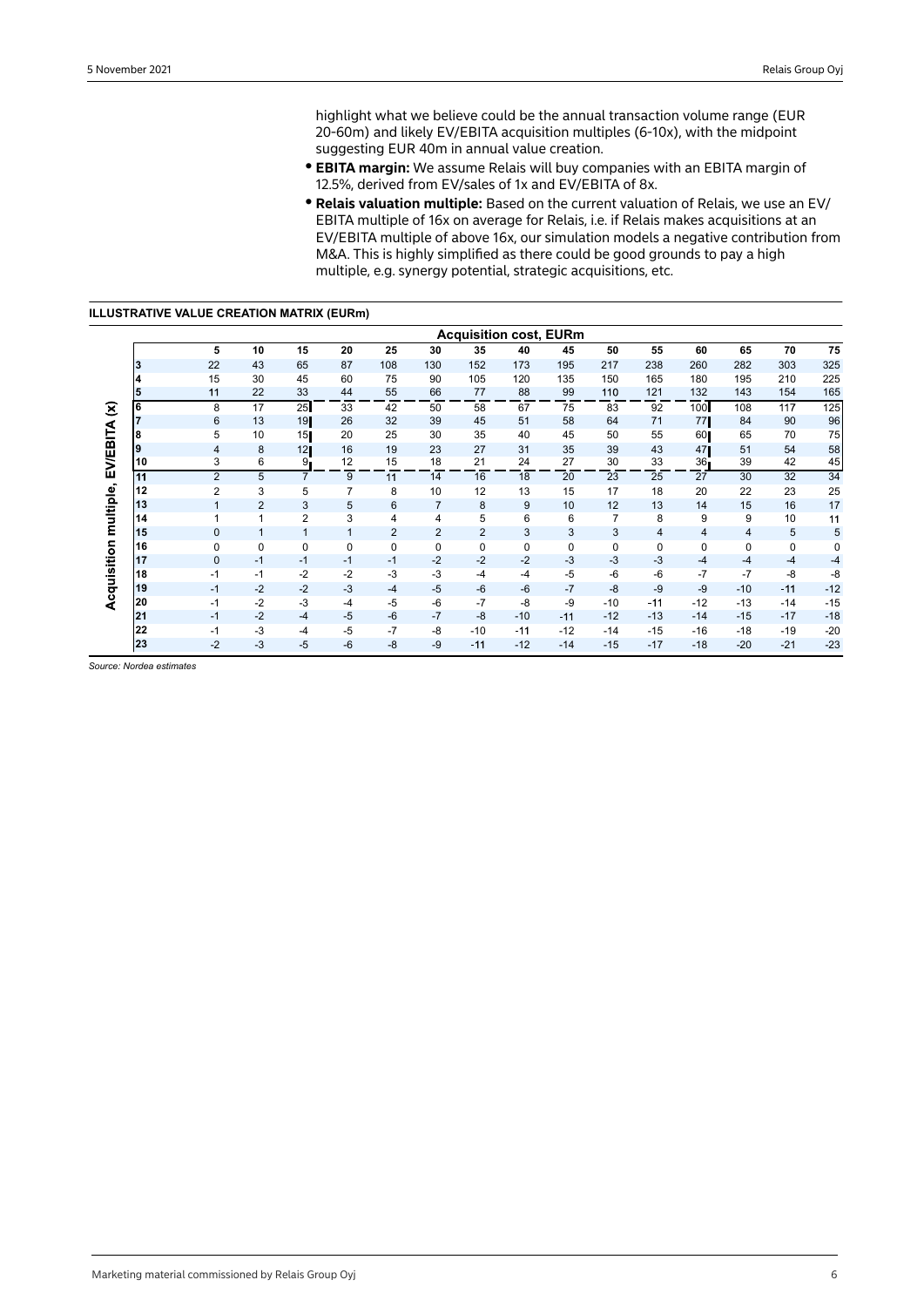highlight what we believe could be the annual transaction volume range (EUR 20-60m) and likely EV/EBITA acquisition multiples (6-10x), with the midpoint suggesting EUR 40m in annual value creation.

- **EBITA margin:** We assume Relais will buy companies with an EBITA margin of 12.5%, derived from EV/sales of 1x and EV/EBITA of 8x.
- **Relais valuation multiple:** Based on the current valuation of Relais, we use an EV/EBITA multiple of 16x on average for Relais, i.e. if Relais makes acquisitions at an EV/EBITA multiple of above 16x, our simulation models a negative contribution from M&A. This is highly simplified as there could be good grounds to pay a high multiple, e.g. synergy potential, strategic acquisitions, etc.

**ILLUSTRATIVE VALUE CREATION MATRIX (EURm)**

| Acquisition multiple, EV/EBITA (x) | Acquisition cost, EURm | | | | | | | | | | | | | | |
|---|---|---|---|---|---|---|---|---|---|---|---|---|---|---|---|
| | 5 | 10 | 15 | 20 | 25 | 30 | 35 | 40 | 45 | 50 | 55 | 60 | 65 | 70 | 75 |
| 3 | 22 | 43 | 65 | 87 | 108 | 130 | 152 | 173 | 195 | 217 | 238 | 260 | 282 | 303 | 325 |
| 4 | 15 | 30 | 45 | 60 | 75 | 90 | 105 | 120 | 135 | 150 | 165 | 180 | 195 | 210 | 225 |
| 5 | 11 | 22 | 33 | 44 | 55 | 66 | 77 | 88 | 99 | 110 | 121 | 132 | 143 | 154 | 165 |
| 6 | 8 | 17 | 25 | 33 | 42 | 50 | 58 | 67 | 75 | 83 | 92 | 100 | 108 | 117 | 125 |
| 7 | 6 | 13 | 19 | 26 | 32 | 39 | 45 | 51 | 58 | 64 | 71 | 77 | 84 | 90 | 96 |
| 8 | 5 | 10 | 15 | 20 | 25 | 30 | 35 | 40 | 45 | 50 | 55 | 60 | 65 | 70 | 75 |
| 9 | 4 | 8 | 12 | 16 | 19 | 23 | 27 | 31 | 35 | 39 | 43 | 47 | 51 | 54 | 58 |
| 10 | 3 | 6 | 9 | 12 | 15 | 18 | 21 | 24 | 27 | 30 | 33 | 36 | 39 | 42 | 45 |
| 11 | 2 | 5 | 7 | 9 | 11 | 14 | 16 | 18 | 20 | 23 | 25 | 27 | 30 | 32 | 34 |
| 12 | 2 | 3 | 5 | 7 | 8 | 10 | 12 | 13 | 15 | 17 | 18 | 20 | 22 | 23 | 25 |
| 13 | 1 | 2 | 3 | 5 | 6 | 7 | 8 | 9 | 10 | 12 | 13 | 14 | 15 | 16 | 17 |
| 14 | 1 | 1 | 2 | 3 | 4 | 4 | 5 | 6 | 6 | 7 | 8 | 9 | 9 | 10 | 11 |
| 15 | 0 | 1 | 1 | 1 | 2 | 2 | 2 | 3 | 3 | 3 | 4 | 4 | 4 | 5 | 5 |
| 16 | 0 | 0 | 0 | 0 | 0 | 0 | 0 | 0 | 0 | 0 | 0 | 0 | 0 | 0 | 0 |
| 17 | 0 | -1 | -1 | -1 | -1 | -2 | -2 | -2 | -3 | -3 | -3 | -4 | -4 | -4 | -4 |
| 18 | -1 | -1 | -2 | -2 | -3 | -3 | -4 | -4 | -5 | -6 | -6 | -7 | -7 | -8 | -8 |
| 19 | -1 | -2 | -2 | -3 | -4 | -5 | -6 | -6 | -7 | -8 | -9 | -9 | -10 | -11 | -12 |
| 20 | -1 | -2 | -3 | -4 | -5 | -6 | -7 | -8 | -9 | -10 | -11 | -12 | -13 | -14 | -15 |
| 21 | -1 | -2 | -4 | -5 | -6 | -7 | -8 | -10 | -11 | -12 | -13 | -14 | -15 | -17 | -18 |
| 22 | -1 | -3 | -4 | -5 | -7 | -8 | -10 | -11 | -12 | -14 | -15 | -16 | -18 | -19 | -20 |
| 23 | -2 | -3 | -5 | -6 | -8 | -9 | -11 | -12 | -14 | -15 | -17 | -18 | -20 | -21 | -23 |

*Source: Nordea estimates*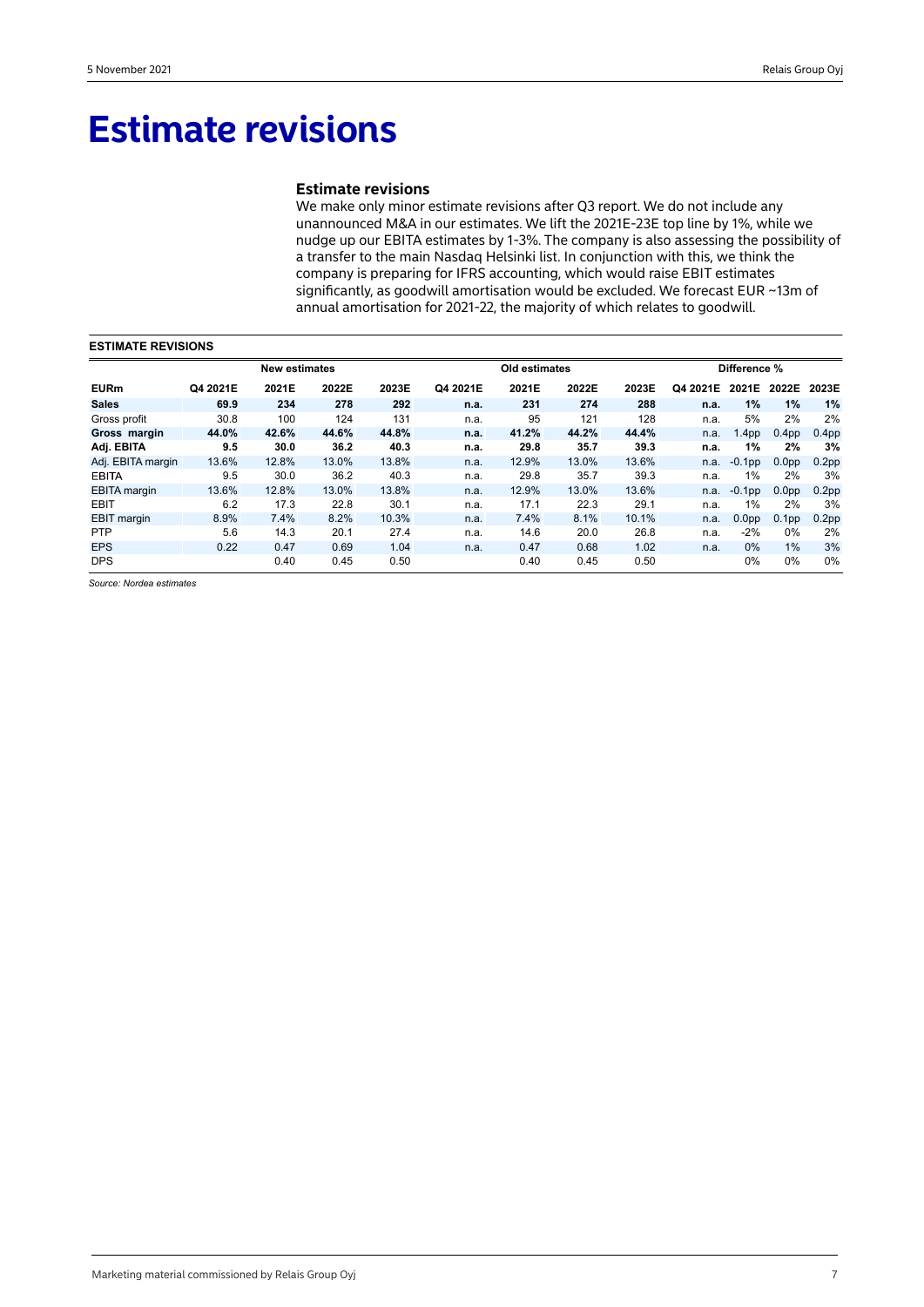# Estimate revisions

### Estimate revisions

We make only minor estimate revisions after Q3 report. We do not include any unannounced M&A in our estimates. We lift the 2021E-23E top line by 1%, while we nudge up our EBITA estimates by 1-3%. The company is also assessing the possibility of a transfer to the main Nasdaq Helsinki list. In conjunction with this, we think the company is preparing for IFRS accounting, which would raise EBIT estimates significantly, as goodwill amortisation would be excluded. We forecast EUR ~13m of annual amortisation for 2021-22, the majority of which relates to goodwill.

**ESTIMATE REVISIONS**

| | New estimates | | | | Old estimates | | | | Difference % | | | |
|---|---|---|---|---|---|---|---|---|---|---|---|---|
| **EURm** | **Q4 2021E** | **2021E** | **2022E** | **2023E** | **Q4 2021E** | **2021E** | **2022E** | **2023E** | **Q4 2021E** | **2021E** | **2022E** | **2023E** |
| **Sales** | **69.9** | **234** | **278** | **292** | **n.a.** | **231** | **274** | **288** | **n.a.** | **1%** | **1%** | **1%** |
| Gross profit | 30.8 | 100 | 124 | 131 | n.a. | 95 | 121 | 128 | n.a. | 5% | 2% | 2% |
| **Gross margin** | **44.0%** | **42.6%** | **44.6%** | **44.8%** | **n.a.** | **41.2%** | **44.2%** | **44.4%** | **n.a.** | **1.4pp** | **0.4pp** | **0.4pp** |
| **Adj. EBITA** | **9.5** | **30.0** | **36.2** | **40.3** | **n.a.** | **29.8** | **35.7** | **39.3** | **n.a.** | **1%** | **2%** | **3%** |
| Adj. EBITA margin | 13.6% | 12.8% | 13.0% | 13.8% | n.a. | 12.9% | 13.0% | 13.6% | n.a. | -0.1pp | 0.0pp | 0.2pp |
| EBITA | 9.5 | 30.0 | 36.2 | 40.3 | n.a. | 29.8 | 35.7 | 39.3 | n.a. | 1% | 2% | 3% |
| EBITA margin | 13.6% | 12.8% | 13.0% | 13.8% | n.a. | 12.9% | 13.0% | 13.6% | n.a. | -0.1pp | 0.0pp | 0.2pp |
| EBIT | 6.2 | 17.3 | 22.8 | 30.1 | n.a. | 17.1 | 22.3 | 29.1 | n.a. | 1% | 2% | 3% |
| EBIT margin | 8.9% | 7.4% | 8.2% | 10.3% | n.a. | 7.4% | 8.1% | 10.1% | n.a. | 0.0pp | 0.1pp | 0.2pp |
| PTP | 5.6 | 14.3 | 20.1 | 27.4 | n.a. | 14.6 | 20.0 | 26.8 | n.a. | -2% | 0% | 2% |
| EPS | 0.22 | 0.47 | 0.69 | 1.04 | n.a. | 0.47 | 0.68 | 1.02 | n.a. | 0% | 1% | 3% |
| DPS | | 0.40 | 0.45 | 0.50 | | 0.40 | 0.45 | 0.50 | | 0% | 0% | 0% |

*Source: Nordea estimates*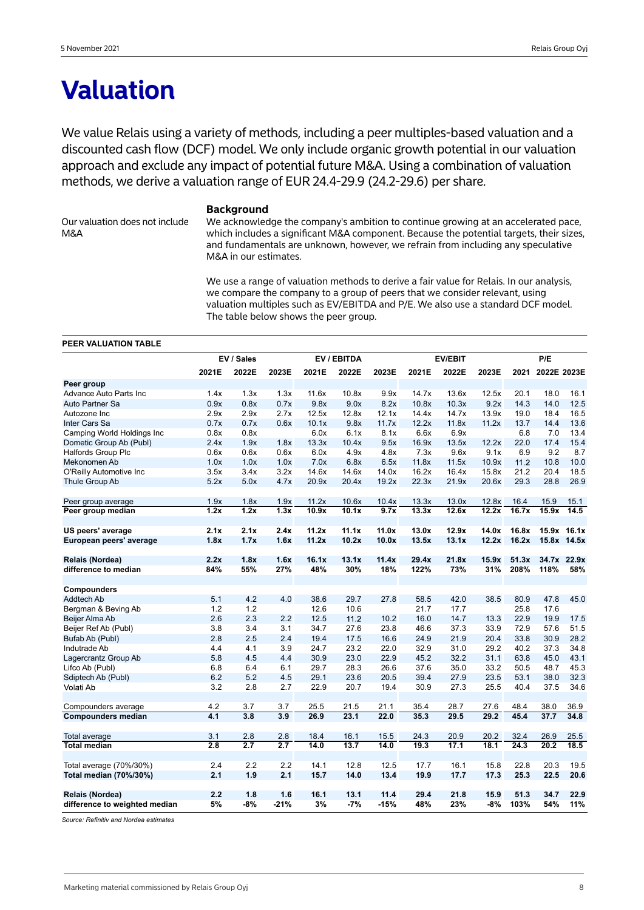# Valuation

We value Relais using a variety of methods, including a peer multiples-based valuation and a discounted cash flow (DCF) model. We only include organic growth potential in our valuation approach and exclude any impact of potential future M&A. Using a combination of valuation methods, we derive a valuation range of EUR 24.4-29.9 (24.2-29.6) per share.

### Background

Our valuation does not include M&A

We acknowledge the company's ambition to continue growing at an accelerated pace, which includes a significant M&A component. Because the potential targets, their sizes, and fundamentals are unknown, however, we refrain from including any speculative M&A in our estimates.

We use a range of valuation methods to derive a fair value for Relais. In our analysis, we compare the company to a group of peers that we consider relevant, using valuation multiples such as EV/EBITDA and P/E. We also use a standard DCF model. The table below shows the peer group.

**PEER VALUATION TABLE**

| | EV / Sales | | | EV / EBITDA | | | EV/EBIT | | | P/E | | |
|---|---|---|---|---|---|---|---|---|---|---|---|---|
| | 2021E | 2022E | 2023E | 2021E | 2022E | 2023E | 2021E | 2022E | 2023E | 2021 | 2022E | 2023E |
| **Peer group** | | | | | | | | | | | | |
| Advance Auto Parts Inc | 1.4x | 1.3x | 1.3x | 11.6x | 10.8x | 9.9x | 14.7x | 13.6x | 12.5x | 20.1 | 18.0 | 16.1 |
| Auto Partner Sa | 0.9x | 0.8x | 0.7x | 9.8x | 9.0x | 8.2x | 10.8x | 10.3x | 9.2x | 14.3 | 14.0 | 12.5 |
| Autozone Inc | 2.9x | 2.9x | 2.7x | 12.5x | 12.8x | 12.1x | 14.4x | 14.7x | 13.9x | 19.0 | 18.4 | 16.5 |
| Inter Cars Sa | 0.7x | 0.7x | 0.6x | 10.1x | 9.8x | 11.7x | 12.2x | 11.8x | 11.2x | 13.7 | 14.4 | 13.6 |
| Camping World Holdings Inc | 0.8x | 0.8x | | 6.0x | 6.1x | 8.1x | 6.6x | 6.9x | | 6.8 | 7.0 | 13.4 |
| Dometic Group Ab (Publ) | 2.4x | 1.9x | 1.8x | 13.3x | 10.4x | 9.5x | 16.9x | 13.5x | 12.2x | 22.0 | 17.4 | 15.4 |
| Halfords Group Plc | 0.6x | 0.6x | 0.6x | 6.0x | 4.9x | 4.8x | 7.3x | 9.6x | 9.1x | 6.9 | 9.2 | 8.7 |
| Mekonomen Ab | 1.0x | 1.0x | 1.0x | 7.0x | 6.8x | 6.5x | 11.8x | 11.5x | 10.9x | 11.2 | 10.8 | 10.0 |
| O'Reilly Automotive Inc | 3.5x | 3.4x | 3.2x | 14.6x | 14.6x | 14.0x | 16.2x | 16.4x | 15.8x | 21.2 | 20.4 | 18.5 |
| Thule Group Ab | 5.2x | 5.0x | 4.7x | 20.9x | 20.4x | 19.2x | 22.3x | 21.9x | 20.6x | 29.3 | 28.8 | 26.9 |
| | | | | | | | | | | | | |
| Peer group average | 1.9x | 1.8x | 1.9x | 11.2x | 10.6x | 10.4x | 13.3x | 13.0x | 12.8x | 16.4 | 15.9 | 15.1 |
| **Peer group median** | **1.2x** | **1.2x** | **1.3x** | **10.9x** | **10.1x** | **9.7x** | **13.3x** | **12.6x** | **12.2x** | **16.7x** | **15.9x** | **14.5** |
| | | | | | | | | | | | | |
| **US peers' average** | **2.1x** | **2.1x** | **2.4x** | **11.2x** | **11.1x** | **11.0x** | **13.0x** | **12.9x** | **14.0x** | **16.8x** | **15.9x** | **16.1x** |
| **European peers' average** | **1.8x** | **1.7x** | **1.6x** | **11.2x** | **10.2x** | **10.0x** | **13.5x** | **13.1x** | **12.2x** | **16.2x** | **15.8x** | **14.5x** |
| | | | | | | | | | | | | |
| **Relais (Nordea)** | **2.2x** | **1.8x** | **1.6x** | **16.1x** | **13.1x** | **11.4x** | **29.4x** | **21.8x** | **15.9x** | **51.3x** | **34.7x** | **22.9x** |
| **difference to median** | **84%** | **55%** | **27%** | **48%** | **30%** | **18%** | **122%** | **73%** | **31%** | **208%** | **118%** | **58%** |
| | | | | | | | | | | | | |
| **Compounders** | | | | | | | | | | | | |
| Addtech Ab | 5.1 | 4.2 | 4.0 | 38.6 | 29.7 | 27.8 | 58.5 | 42.0 | 38.5 | 80.9 | 47.8 | 45.0 |
| Bergman & Beving Ab | 1.2 | 1.2 | | 12.6 | 10.6 | | 21.7 | 17.7 | | 25.8 | 17.6 | |
| Beijer Alma Ab | 2.6 | 2.3 | 2.2 | 12.5 | 11.2 | 10.2 | 16.0 | 14.7 | 13.3 | 22.9 | 19.9 | 17.5 |
| Beijer Ref Ab (Publ) | 3.8 | 3.4 | 3.1 | 34.7 | 27.6 | 23.8 | 46.6 | 37.3 | 33.9 | 72.9 | 57.6 | 51.5 |
| Bufab Ab (Publ) | 2.8 | 2.5 | 2.4 | 19.4 | 17.5 | 16.6 | 24.9 | 21.9 | 20.4 | 33.8 | 30.9 | 28.2 |
| Indutrade Ab | 4.4 | 4.1 | 3.9 | 24.7 | 23.2 | 22.0 | 32.9 | 31.0 | 29.2 | 40.2 | 37.3 | 34.8 |
| Lagercrantz Group Ab | 5.8 | 4.5 | 4.4 | 30.9 | 23.0 | 22.9 | 45.2 | 32.2 | 31.1 | 63.8 | 45.0 | 43.1 |
| Lifco Ab (Publ) | 6.8 | 6.4 | 6.1 | 29.7 | 28.3 | 26.6 | 37.6 | 35.0 | 33.2 | 50.5 | 48.7 | 45.3 |
| Sdiptech Ab (Publ) | 6.2 | 5.2 | 4.5 | 29.1 | 23.6 | 20.5 | 39.4 | 27.9 | 23.5 | 53.1 | 38.0 | 32.3 |
| Volati Ab | 3.2 | 2.8 | 2.7 | 22.9 | 20.7 | 19.4 | 30.9 | 27.3 | 25.5 | 40.4 | 37.5 | 34.6 |
| | | | | | | | | | | | | |
| Compounders average | 4.2 | 3.7 | 3.7 | 25.5 | 21.5 | 21.1 | 35.4 | 28.7 | 27.6 | 48.4 | 38.0 | 36.9 |
| **Compounders median** | **4.1** | **3.8** | **3.9** | **26.9** | **23.1** | **22.0** | **35.3** | **29.5** | **29.2** | **45.4** | **37.7** | **34.8** |
| | | | | | | | | | | | | |
| Total average | 3.1 | 2.8 | 2.8 | 18.4 | 16.1 | 15.5 | 24.3 | 20.9 | 20.2 | 32.4 | 26.9 | 25.5 |
| **Total median** | **2.8** | **2.7** | **2.7** | **14.0** | **13.7** | **14.0** | **19.3** | **17.1** | **18.1** | **24.3** | **20.2** | **18.5** |
| | | | | | | | | | | | | |
| Total average (70%/30%) | 2.4 | 2.2 | 2.2 | 14.1 | 12.8 | 12.5 | 17.7 | 16.1 | 15.8 | 22.8 | 20.3 | 19.5 |
| **Total median (70%/30%)** | **2.1** | **1.9** | **2.1** | **15.7** | **14.0** | **13.4** | **19.9** | **17.7** | **17.3** | **25.3** | **22.5** | **20.6** |
| | | | | | | | | | | | | |
| **Relais (Nordea)** | **2.2** | **1.8** | **1.6** | **16.1** | **13.1** | **11.4** | **29.4** | **21.8** | **15.9** | **51.3** | **34.7** | **22.9** |
| **difference to weighted median** | **5%** | **-8%** | **-21%** | **3%** | **-7%** | **-15%** | **48%** | **23%** | **-8%** | **103%** | **54%** | **11%** |

*Source: Refinitiv and Nordea estimates*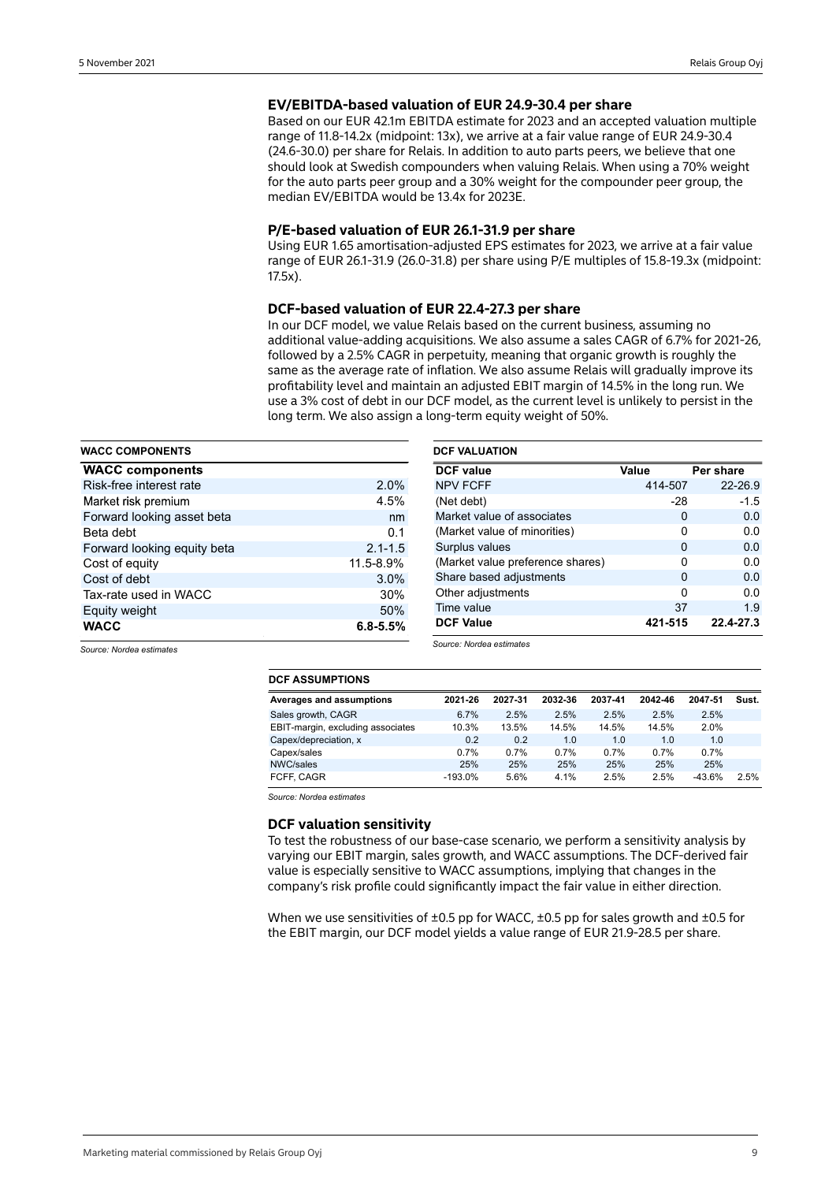### EV/EBITDA-based valuation of EUR 24.9-30.4 per share

Based on our EUR 42.1m EBITDA estimate for 2023 and an accepted valuation multiple range of 11.8-14.2x (midpoint: 13x), we arrive at a fair value range of EUR 24.9-30.4 (24.6-30.0) per share for Relais. In addition to auto parts peers, we believe that one should look at Swedish compounders when valuing Relais. When using a 70% weight for the auto parts peer group and a 30% weight for the compounder peer group, the median EV/EBITDA would be 13.4x for 2023E.

### P/E-based valuation of EUR 26.1-31.9 per share

Using EUR 1.65 amortisation-adjusted EPS estimates for 2023, we arrive at a fair value range of EUR 26.1-31.9 (26.0-31.8) per share using P/E multiples of 15.8-19.3x (midpoint: 17.5x).

### DCF-based valuation of EUR 22.4-27.3 per share

In our DCF model, we value Relais based on the current business, assuming no additional value-adding acquisitions. We also assume a sales CAGR of 6.7% for 2021-26, followed by a 2.5% CAGR in perpetuity, meaning that organic growth is roughly the same as the average rate of inflation. We also assume Relais will gradually improve its profitability level and maintain an adjusted EBIT margin of 14.5% in the long run. We use a 3% cost of debt in our DCF model, as the current level is unlikely to persist in the long term. We also assign a long-term equity weight of 50%.

**WACC COMPONENTS**

| WACC components | |
|---|---|
| Risk-free interest rate | 2.0% |
| Market risk premium | 4.5% |
| Forward looking asset beta | nm |
| Beta debt | 0.1 |
| Forward looking equity beta | 2.1-1.5 |
| Cost of equity | 11.5-8.9% |
| Cost of debt | 3.0% |
| Tax-rate used in WACC | 30% |
| Equity weight | 50% |
| **WACC** | **6.8-5.5%** |

*Source: Nordea estimates*

**DCF VALUATION**

| DCF value | Value | Per share |
|---|---|---|
| NPV FCFF | 414-507 | 22-26.9 |
| (Net debt) | -28 | -1.5 |
| Market value of associates | 0 | 0.0 |
| (Market value of minorities) | 0 | 0.0 |
| Surplus values | 0 | 0.0 |
| (Market value preference shares) | 0 | 0.0 |
| Share based adjustments | 0 | 0.0 |
| Other adjustments | 0 | 0.0 |
| Time value | 37 | 1.9 |
| **DCF Value** | **421-515** | **22.4-27.3** |

*Source: Nordea estimates*

**DCF ASSUMPTIONS**

| Averages and assumptions | 2021-26 | 2027-31 | 2032-36 | 2037-41 | 2042-46 | 2047-51 | Sust. |
|---|---|---|---|---|---|---|---|
| Sales growth, CAGR | 6.7% | 2.5% | 2.5% | 2.5% | 2.5% | 2.5% | |
| EBIT-margin, excluding associates | 10.3% | 13.5% | 14.5% | 14.5% | 14.5% | 2.0% | |
| Capex/depreciation, x | 0.2 | 0.2 | 1.0 | 1.0 | 1.0 | 1.0 | |
| Capex/sales | 0.7% | 0.7% | 0.7% | 0.7% | 0.7% | 0.7% | |
| NWC/sales | 25% | 25% | 25% | 25% | 25% | 25% | |
| FCFF, CAGR | -193.0% | 5.6% | 4.1% | 2.5% | 2.5% | -43.6% | 2.5% |

*Source: Nordea estimates*

### DCF valuation sensitivity

To test the robustness of our base-case scenario, we perform a sensitivity analysis by varying our EBIT margin, sales growth, and WACC assumptions. The DCF-derived fair value is especially sensitive to WACC assumptions, implying that changes in the company's risk profile could significantly impact the fair value in either direction.

When we use sensitivities of ±0.5 pp for WACC, ±0.5 pp for sales growth and ±0.5 for the EBIT margin, our DCF model yields a value range of EUR 21.9-28.5 per share.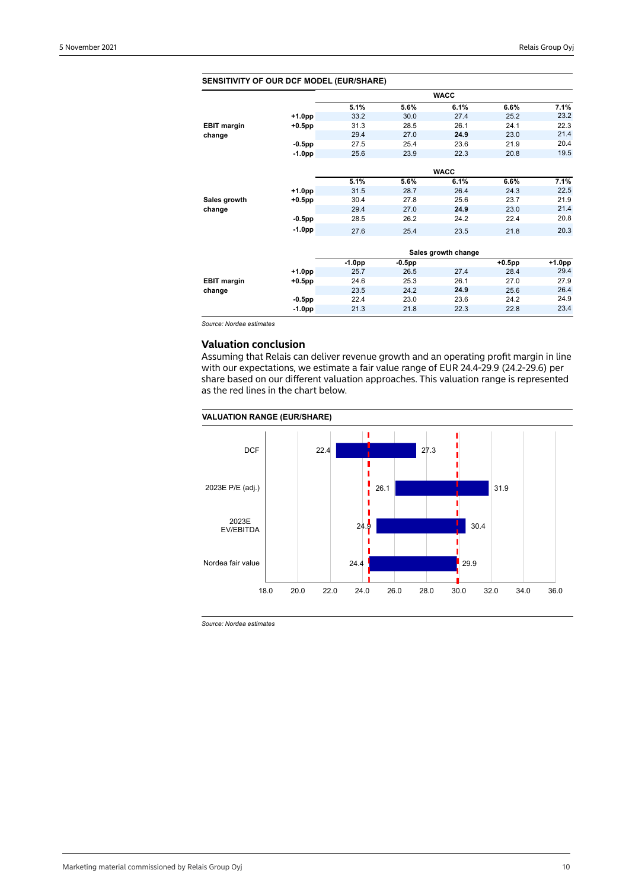**SENSITIVITY OF OUR DCF MODEL (EUR/SHARE)**

| | | WACC | | | | |
|---|---|---|---|---|---|---|
| | | 5.1% | 5.6% | 6.1% | 6.6% | 7.1% |
| EBIT margin change | +1.0pp | 33.2 | 30.0 | 27.4 | 25.2 | 23.2 |
| | +0.5pp | 31.3 | 28.5 | 26.1 | 24.1 | 22.3 |
| | | 29.4 | 27.0 | **24.9** | 23.0 | 21.4 |
| | -0.5pp | 27.5 | 25.4 | 23.6 | 21.9 | 20.4 |
| | -1.0pp | 25.6 | 23.9 | 22.3 | 20.8 | 19.5 |

| | | WACC | | | | |
|---|---|---|---|---|---|---|
| | | 5.1% | 5.6% | 6.1% | 6.6% | 7.1% |
| Sales growth change | +1.0pp | 31.5 | 28.7 | 26.4 | 24.3 | 22.5 |
| | +0.5pp | 30.4 | 27.8 | 25.6 | 23.7 | 21.9 |
| | | 29.4 | 27.0 | **24.9** | 23.0 | 21.4 |
| | -0.5pp | 28.5 | 26.2 | 24.2 | 22.4 | 20.8 |
| | -1.0pp | 27.6 | 25.4 | 23.5 | 21.8 | 20.3 |

| | | Sales growth change | | | | |
|---|---|---|---|---|---|---|
| | | -1.0pp | -0.5pp | | +0.5pp | +1.0pp |
| EBIT margin change | +1.0pp | 25.7 | 26.5 | 27.4 | 28.4 | 29.4 |
| | +0.5pp | 24.6 | 25.3 | 26.1 | 27.0 | 27.9 |
| | | 23.5 | 24.2 | **24.9** | 25.6 | 26.4 |
| | -0.5pp | 22.4 | 23.0 | 23.6 | 24.2 | 24.9 |
| | -1.0pp | 21.3 | 21.8 | 22.3 | 22.8 | 23.4 |

*Source: Nordea estimates*

## Valuation conclusion

Assuming that Relais can deliver revenue growth and an operating profit margin in line with our expectations, we estimate a fair value range of EUR 24.4-29.9 (24.2-29.6) per share based on our different valuation approaches. This valuation range is represented as the red lines in the chart below.

**VALUATION RANGE (EUR/SHARE)**

| | Low | High |
|---|---|---|
| DCF | 22.4 | 27.3 |
| 2023E P/E (adj.) | 26.1 | 31.9 |
| 2023E EV/EBITDA | 24.9 | 30.4 |
| Nordea fair value | 24.4 | 29.9 |

*Source: Nordea estimates*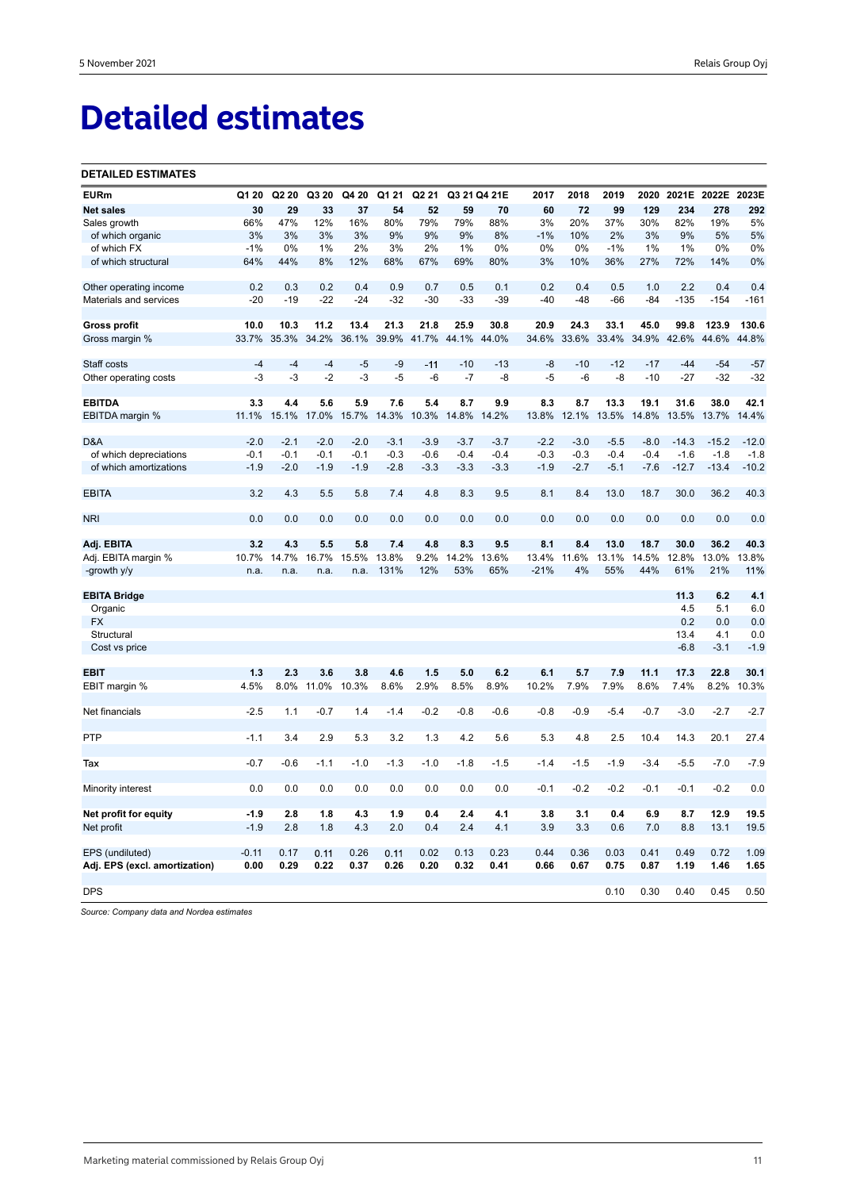# Detailed estimates

**DETAILED ESTIMATES**

| EURm | Q1 20 | Q2 20 | Q3 20 | Q4 20 | Q1 21 | Q2 21 | Q3 21 | Q4 21E | 2017 | 2018 | 2019 | 2020 | 2021E | 2022E | 2023E |
|---|---|---|---|---|---|---|---|---|---|---|---|---|---|---|---|
| **Net sales** | **30** | **29** | **33** | **37** | **54** | **52** | **59** | **70** | **60** | **72** | **99** | **129** | **234** | **278** | **292** |
| Sales growth | 66% | 47% | 12% | 16% | 80% | 79% | 79% | 88% | 3% | 20% | 37% | 30% | 82% | 19% | 5% |
| of which organic | 3% | 3% | 3% | 3% | 9% | 9% | 9% | 8% | -1% | 10% | 2% | 3% | 9% | 5% | 5% |
| of which FX | -1% | 0% | 1% | 2% | 3% | 2% | 1% | 0% | 0% | 0% | -1% | 1% | 1% | 0% | 0% |
| of which structural | 64% | 44% | 8% | 12% | 68% | 67% | 69% | 80% | 3% | 10% | 36% | 27% | 72% | 14% | 0% |
| | | | | | | | | | | | | | | | |
| Other operating income | 0.2 | 0.3 | 0.2 | 0.4 | 0.9 | 0.7 | 0.5 | 0.1 | 0.2 | 0.4 | 0.5 | 1.0 | 2.2 | 0.4 | 0.4 |
| Materials and services | -20 | -19 | -22 | -24 | -32 | -30 | -33 | -39 | -40 | -48 | -66 | -84 | -135 | -154 | -161 |
| | | | | | | | | | | | | | | | |
| **Gross profit** | **10.0** | **10.3** | **11.2** | **13.4** | **21.3** | **21.8** | **25.9** | **30.8** | **20.9** | **24.3** | **33.1** | **45.0** | **99.8** | **123.9** | **130.6** |
| Gross margin % | 33.7% | 35.3% | 34.2% | 36.1% | 39.9% | 41.7% | 44.1% | 44.0% | 34.6% | 33.6% | 33.4% | 34.9% | 42.6% | 44.6% | 44.8% |
| | | | | | | | | | | | | | | | |
| Staff costs | -4 | -4 | -4 | -5 | -9 | -11 | -10 | -13 | -8 | -10 | -12 | -17 | -44 | -54 | -57 |
| Other operating costs | -3 | -3 | -2 | -3 | -5 | -6 | -7 | -8 | -5 | -6 | -8 | -10 | -27 | -32 | -32 |
| | | | | | | | | | | | | | | | |
| **EBITDA** | **3.3** | **4.4** | **5.6** | **5.9** | **7.6** | **5.4** | **8.7** | **9.9** | **8.3** | **8.7** | **13.3** | **19.1** | **31.6** | **38.0** | **42.1** |
| EBITDA margin % | 11.1% | 15.1% | 17.0% | 15.7% | 14.3% | 10.3% | 14.8% | 14.2% | 13.8% | 12.1% | 13.5% | 14.8% | 13.5% | 13.7% | 14.4% |
| | | | | | | | | | | | | | | | |
| D&A | -2.0 | -2.1 | -2.0 | -2.0 | -3.1 | -3.9 | -3.7 | -3.7 | -2.2 | -3.0 | -5.5 | -8.0 | -14.3 | -15.2 | -12.0 |
| of which depreciations | -0.1 | -0.1 | -0.1 | -0.1 | -0.3 | -0.6 | -0.4 | -0.4 | -0.3 | -0.3 | -0.4 | -0.4 | -1.6 | -1.8 | -1.8 |
| of which amortizations | -1.9 | -2.0 | -1.9 | -1.9 | -2.8 | -3.3 | -3.3 | -3.3 | -1.9 | -2.7 | -5.1 | -7.6 | -12.7 | -13.4 | -10.2 |
| | | | | | | | | | | | | | | | |
| EBITA | 3.2 | 4.3 | 5.5 | 5.8 | 7.4 | 4.8 | 8.3 | 9.5 | 8.1 | 8.4 | 13.0 | 18.7 | 30.0 | 36.2 | 40.3 |
| | | | | | | | | | | | | | | | |
| NRI | 0.0 | 0.0 | 0.0 | 0.0 | 0.0 | 0.0 | 0.0 | 0.0 | 0.0 | 0.0 | 0.0 | 0.0 | 0.0 | 0.0 | 0.0 |
| | | | | | | | | | | | | | | | |
| **Adj. EBITA** | **3.2** | **4.3** | **5.5** | **5.8** | **7.4** | **4.8** | **8.3** | **9.5** | **8.1** | **8.4** | **13.0** | **18.7** | **30.0** | **36.2** | **40.3** |
| Adj. EBITA margin % | 10.7% | 14.7% | 16.7% | 15.5% | 13.8% | 9.2% | 14.2% | 13.6% | 13.4% | 11.6% | 13.1% | 14.5% | 12.8% | 13.0% | 13.8% |
| -growth y/y | n.a. | n.a. | n.a. | n.a. | 131% | 12% | 53% | 65% | -21% | 4% | 55% | 44% | 61% | 21% | 11% |
| | | | | | | | | | | | | | | | |
| **EBITA Bridge** | | | | | | | | | | | | | **11.3** | **6.2** | **4.1** |
| Organic | | | | | | | | | | | | | 4.5 | 5.1 | 6.0 |
| FX | | | | | | | | | | | | | 0.2 | 0.0 | 0.0 |
| Structural | | | | | | | | | | | | | 13.4 | 4.1 | 0.0 |
| Cost vs price | | | | | | | | | | | | | -6.8 | -3.1 | -1.9 |
| | | | | | | | | | | | | | | | |
| **EBIT** | **1.3** | **2.3** | **3.6** | **3.8** | **4.6** | **1.5** | **5.0** | **6.2** | **6.1** | **5.7** | **7.9** | **11.1** | **17.3** | **22.8** | **30.1** |
| EBIT margin % | 4.5% | 8.0% | 11.0% | 10.3% | 8.6% | 2.9% | 8.5% | 8.9% | 10.2% | 7.9% | 7.9% | 8.6% | 7.4% | 8.2% | 10.3% |
| | | | | | | | | | | | | | | | |
| Net financials | -2.5 | 1.1 | -0.7 | 1.4 | -1.4 | -0.2 | -0.8 | -0.6 | -0.8 | -0.9 | -5.4 | -0.7 | -3.0 | -2.7 | -2.7 |
| | | | | | | | | | | | | | | | |
| PTP | -1.1 | 3.4 | 2.9 | 5.3 | 3.2 | 1.3 | 4.2 | 5.6 | 5.3 | 4.8 | 2.5 | 10.4 | 14.3 | 20.1 | 27.4 |
| | | | | | | | | | | | | | | | |
| Tax | -0.7 | -0.6 | -1.1 | -1.0 | -1.3 | -1.0 | -1.8 | -1.5 | -1.4 | -1.5 | -1.9 | -3.4 | -5.5 | -7.0 | -7.9 |
| | | | | | | | | | | | | | | | |
| Minority interest | 0.0 | 0.0 | 0.0 | 0.0 | 0.0 | 0.0 | 0.0 | 0.0 | -0.1 | -0.2 | -0.2 | -0.1 | -0.1 | -0.2 | 0.0 |
| | | | | | | | | | | | | | | | |
| **Net profit for equity** | **-1.9** | **2.8** | **1.8** | **4.3** | **1.9** | **0.4** | **2.4** | **4.1** | **3.8** | **3.1** | **0.4** | **6.9** | **8.7** | **12.9** | **19.5** |
| Net profit | -1.9 | 2.8 | 1.8 | 4.3 | 2.0 | 0.4 | 2.4 | 4.1 | 3.9 | 3.3 | 0.6 | 7.0 | 8.8 | 13.1 | 19.5 |
| | | | | | | | | | | | | | | | |
| EPS (undiluted) | -0.11 | 0.17 | 0.11 | 0.26 | 0.11 | 0.02 | 0.13 | 0.23 | 0.44 | 0.36 | 0.03 | 0.41 | 0.49 | 0.72 | 1.09 |
| **Adj. EPS (excl. amortization)** | **0.00** | **0.29** | **0.22** | **0.37** | **0.26** | **0.20** | **0.32** | **0.41** | **0.66** | **0.67** | **0.75** | **0.87** | **1.19** | **1.46** | **1.65** |
| | | | | | | | | | | | | | | | |
| DPS | | | | | | | | | | | 0.10 | 0.30 | 0.40 | 0.45 | 0.50 |

*Source: Company data and Nordea estimates*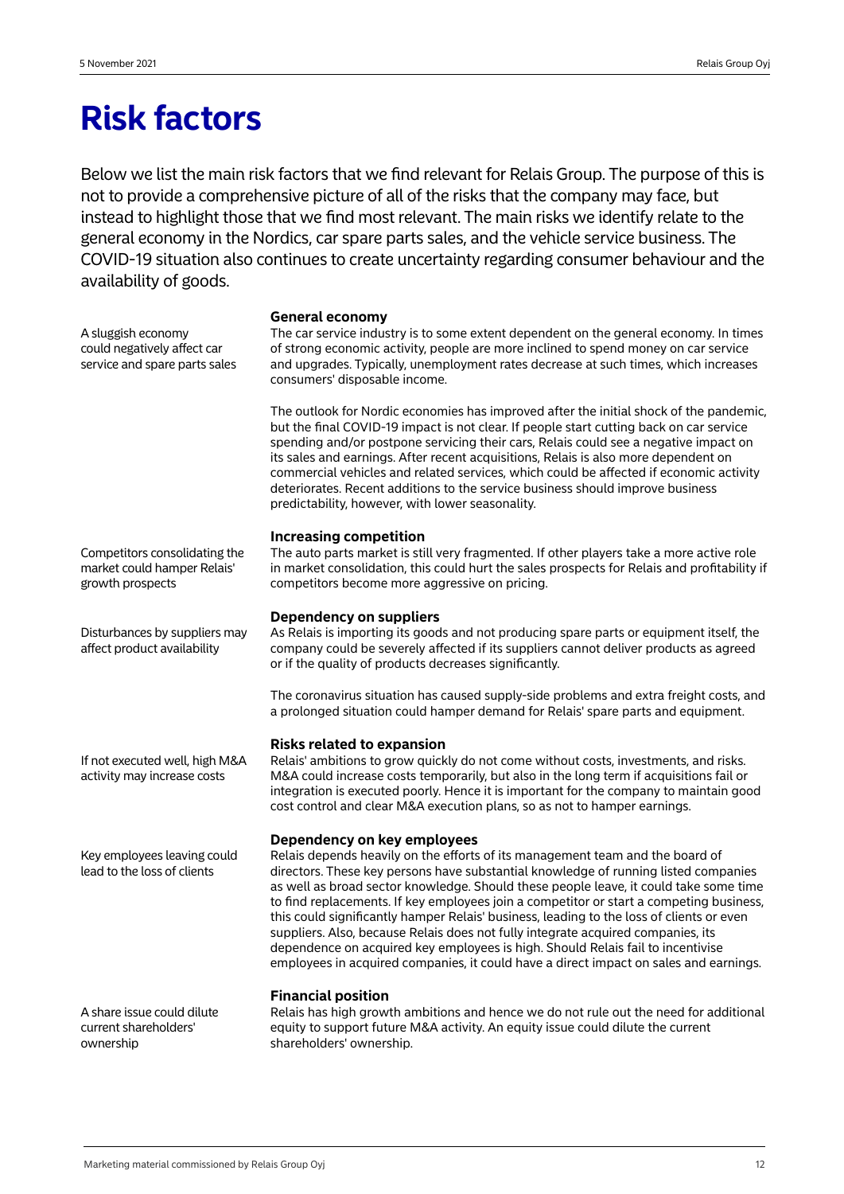# Risk factors

Below we list the main risk factors that we find relevant for Relais Group. The purpose of this is not to provide a comprehensive picture of all of the risks that the company may face, but instead to highlight those that we find most relevant. The main risks we identify relate to the general economy in the Nordics, car spare parts sales, and the vehicle service business. The COVID-19 situation also continues to create uncertainty regarding consumer behaviour and the availability of goods.

### General economy

*A sluggish economy could negatively affect car service and spare parts sales*

The car service industry is to some extent dependent on the general economy. In times of strong economic activity, people are more inclined to spend money on car service and upgrades. Typically, unemployment rates decrease at such times, which increases consumers' disposable income.

The outlook for Nordic economies has improved after the initial shock of the pandemic, but the final COVID-19 impact is not clear. If people start cutting back on car service spending and/or postpone servicing their cars, Relais could see a negative impact on its sales and earnings. After recent acquisitions, Relais is also more dependent on commercial vehicles and related services, which could be affected if economic activity deteriorates. Recent additions to the service business should improve business predictability, however, with lower seasonality.

### Increasing competition

*Competitors consolidating the market could hamper Relais' growth prospects*

The auto parts market is still very fragmented. If other players take a more active role in market consolidation, this could hurt the sales prospects for Relais and profitability if competitors become more aggressive on pricing.

### Dependency on suppliers

*Disturbances by suppliers may affect product availability*

As Relais is importing its goods and not producing spare parts or equipment itself, the company could be severely affected if its suppliers cannot deliver products as agreed or if the quality of products decreases significantly.

The coronavirus situation has caused supply-side problems and extra freight costs, and a prolonged situation could hamper demand for Relais' spare parts and equipment.

### Risks related to expansion

*If not executed well, high M&A activity may increase costs*

Relais' ambitions to grow quickly do not come without costs, investments, and risks. M&A could increase costs temporarily, but also in the long term if acquisitions fail or integration is executed poorly. Hence it is important for the company to maintain good cost control and clear M&A execution plans, so as not to hamper earnings.

### Dependency on key employees

*Key employees leaving could lead to the loss of clients*

Relais depends heavily on the efforts of its management team and the board of directors. These key persons have substantial knowledge of running listed companies as well as broad sector knowledge. Should these people leave, it could take some time to find replacements. If key employees join a competitor or start a competing business, this could significantly hamper Relais' business, leading to the loss of clients or even suppliers. Also, because Relais does not fully integrate acquired companies, its dependence on acquired key employees is high. Should Relais fail to incentivise employees in acquired companies, it could have a direct impact on sales and earnings.

### Financial position

*A share issue could dilute current shareholders' ownership*

Relais has high growth ambitions and hence we do not rule out the need for additional equity to support future M&A activity. An equity issue could dilute the current shareholders' ownership.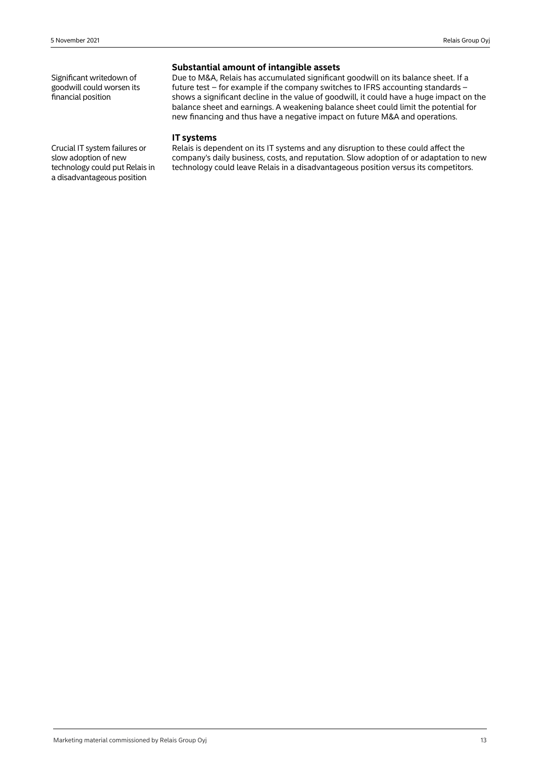## Substantial amount of intangible assets

Significant writedown of goodwill could worsen its financial position

Due to M&A, Relais has accumulated significant goodwill on its balance sheet. If a future test – for example if the company switches to IFRS accounting standards – shows a significant decline in the value of goodwill, it could have a huge impact on the balance sheet and earnings. A weakening balance sheet could limit the potential for new financing and thus have a negative impact on future M&A and operations.

## IT systems

Crucial IT system failures or slow adoption of new technology could put Relais in a disadvantageous position

Relais is dependent on its IT systems and any disruption to these could affect the company's daily business, costs, and reputation. Slow adoption of or adaptation to new technology could leave Relais in a disadvantageous position versus its competitors.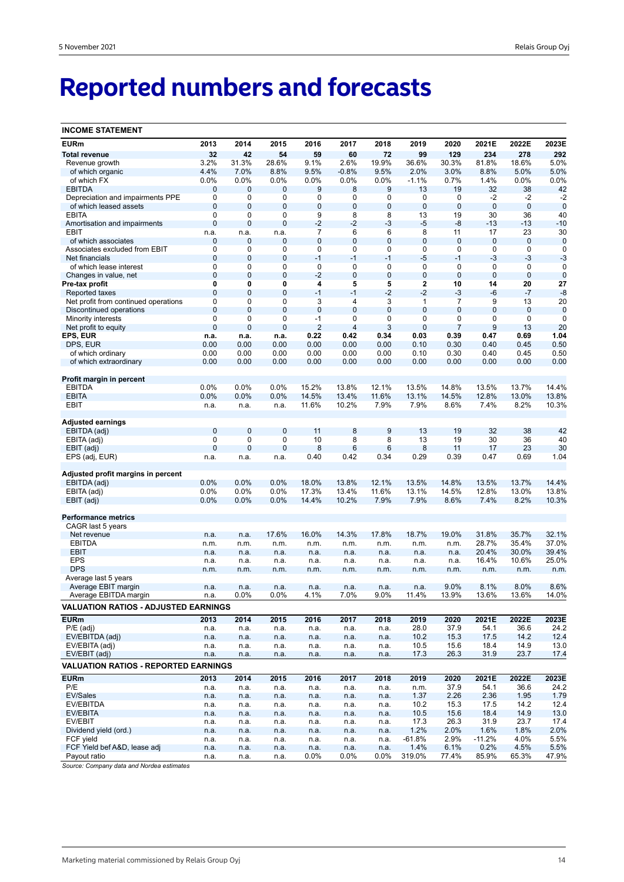# Reported numbers and forecasts

## INCOME STATEMENT

| EURm | 2013 | 2014 | 2015 | 2016 | 2017 | 2018 | 2019 | 2020 | 2021E | 2022E | 2023E |
|---|---|---|---|---|---|---|---|---|---|---|---|
| **Total revenue** | **32** | **42** | **54** | **59** | **60** | **72** | **99** | **129** | **234** | **278** | **292** |
| Revenue growth | 3.2% | 31.3% | 28.6% | 9.1% | 2.6% | 19.9% | 36.6% | 30.3% | 81.8% | 18.6% | 5.0% |
| of which organic | 4.4% | 7.0% | 8.8% | 9.5% | -0.8% | 9.5% | 2.0% | 3.0% | 8.8% | 5.0% | 5.0% |
| of which FX | 0.0% | 0.0% | 0.0% | 0.0% | 0.0% | 0.0% | -1.1% | 0.7% | 1.4% | 0.0% | 0.0% |
| EBITDA | 0 | 0 | 0 | 9 | 8 | 9 | 13 | 19 | 32 | 38 | 42 |
| Depreciation and impairments PPE | 0 | 0 | 0 | 0 | 0 | 0 | 0 | 0 | -2 | -2 | -2 |
| of which leased assets | 0 | 0 | 0 | 0 | 0 | 0 | 0 | 0 | 0 | 0 | 0 |
| EBITA | 0 | 0 | 0 | 9 | 8 | 8 | 13 | 19 | 30 | 36 | 40 |
| Amortisation and impairments | 0 | 0 | 0 | -2 | -2 | -3 | -5 | -8 | -13 | -13 | -10 |
| EBIT | n.a. | n.a. | n.a. | 7 | 6 | 6 | 8 | 11 | 17 | 23 | 30 |
| of which associates | 0 | 0 | 0 | 0 | 0 | 0 | 0 | 0 | 0 | 0 | 0 |
| Associates excluded from EBIT | 0 | 0 | 0 | 0 | 0 | 0 | 0 | 0 | 0 | 0 | 0 |
| Net financials | 0 | 0 | 0 | -1 | -1 | -1 | -5 | -1 | -3 | -3 | -3 |
| of which lease interest | 0 | 0 | 0 | 0 | 0 | 0 | 0 | 0 | 0 | 0 | 0 |
| Changes in value, net | 0 | 0 | 0 | -2 | 0 | 0 | 0 | 0 | 0 | 0 | 0 |
| **Pre-tax profit** | **0** | **0** | **0** | **4** | **5** | **5** | **2** | **10** | **14** | **20** | **27** |
| Reported taxes | 0 | 0 | 0 | -1 | -1 | -2 | -2 | -3 | -6 | -7 | -8 |
| Net profit from continued operations | 0 | 0 | 0 | 3 | 4 | 3 | 1 | 7 | 9 | 13 | 20 |
| Discontinued operations | 0 | 0 | 0 | 0 | 0 | 0 | 0 | 0 | 0 | 0 | 0 |
| Minority interests | 0 | 0 | 0 | -1 | 0 | 0 | 0 | 0 | 0 | 0 | 0 |
| Net profit to equity | 0 | 0 | 0 | 2 | 4 | 3 | 0 | 7 | 9 | 13 | 20 |
| **EPS, EUR** | **n.a.** | **n.a.** | **n.a.** | **0.22** | **0.42** | **0.34** | **0.03** | **0.39** | **0.47** | **0.69** | **1.04** |
| DPS, EUR | 0.00 | 0.00 | 0.00 | 0.00 | 0.00 | 0.00 | 0.10 | 0.30 | 0.40 | 0.45 | 0.50 |
| of which ordinary | 0.00 | 0.00 | 0.00 | 0.00 | 0.00 | 0.00 | 0.10 | 0.30 | 0.40 | 0.45 | 0.50 |
| of which extraordinary | 0.00 | 0.00 | 0.00 | 0.00 | 0.00 | 0.00 | 0.00 | 0.00 | 0.00 | 0.00 | 0.00 |
| **Profit margin in percent** | | | | | | | | | | | |
| EBITDA | 0.0% | 0.0% | 0.0% | 15.2% | 13.8% | 12.1% | 13.5% | 14.8% | 13.5% | 13.7% | 14.4% |
| EBITA | 0.0% | 0.0% | 0.0% | 14.5% | 13.4% | 11.6% | 13.1% | 14.5% | 12.8% | 13.0% | 13.8% |
| EBIT | n.a. | n.a. | n.a. | 11.6% | 10.2% | 7.9% | 7.9% | 8.6% | 7.4% | 8.2% | 10.3% |
| **Adjusted earnings** | | | | | | | | | | | |
| EBITDA (adj) | 0 | 0 | 0 | 11 | 8 | 9 | 13 | 19 | 32 | 38 | 42 |
| EBITA (adj) | 0 | 0 | 0 | 10 | 8 | 8 | 13 | 19 | 30 | 36 | 40 |
| EBIT (adj) | 0 | 0 | 0 | 8 | 6 | 6 | 8 | 11 | 17 | 23 | 30 |
| EPS (adj, EUR) | n.a. | n.a. | n.a. | 0.40 | 0.42 | 0.34 | 0.29 | 0.39 | 0.47 | 0.69 | 1.04 |
| **Adjusted profit margins in percent** | | | | | | | | | | | |
| EBITDA (adj) | 0.0% | 0.0% | 0.0% | 18.0% | 13.8% | 12.1% | 13.5% | 14.8% | 13.5% | 13.7% | 14.4% |
| EBITA (adj) | 0.0% | 0.0% | 0.0% | 17.3% | 13.4% | 11.6% | 13.1% | 14.5% | 12.8% | 13.0% | 13.8% |
| EBIT (adj) | 0.0% | 0.0% | 0.0% | 14.4% | 10.2% | 7.9% | 7.9% | 8.6% | 7.4% | 8.2% | 10.3% |
| **Performance metrics** | | | | | | | | | | | |
| CAGR last 5 years | | | | | | | | | | | |
| Net revenue | n.a. | n.a. | 17.6% | 16.0% | 14.3% | 17.8% | 18.7% | 19.0% | 31.8% | 35.7% | 32.1% |
| EBITDA | n.m. | n.m. | n.m. | n.m. | n.m. | n.m. | n.m. | n.m. | 28.7% | 35.4% | 37.0% |
| EBIT | n.a. | n.a. | n.a. | n.a. | n.a. | n.a. | n.a. | n.a. | 20.4% | 30.0% | 39.4% |
| EPS | n.a. | n.a. | n.a. | n.a. | n.a. | n.a. | n.a. | n.a. | 16.4% | 10.6% | 25.0% |
| DPS | n.m. | n.m. | n.m. | n.m. | n.m. | n.m. | n.m. | n.m. | n.m. | n.m. | n.m. |
| Average last 5 years | | | | | | | | | | | |
| Average EBIT margin | n.a. | n.a. | n.a. | n.a. | n.a. | n.a. | n.a. | 9.0% | 8.1% | 8.0% | 8.6% |
| Average EBITDA margin | n.a. | 0.0% | 0.0% | 4.1% | 7.0% | 9.0% | 11.4% | 13.9% | 13.6% | 13.6% | 14.0% |

## VALUATION RATIOS - ADJUSTED EARNINGS

| EURm | 2013 | 2014 | 2015 | 2016 | 2017 | 2018 | 2019 | 2020 | 2021E | 2022E | 2023E |
|---|---|---|---|---|---|---|---|---|---|---|---|
| P/E (adj) | n.a. | n.a. | n.a. | n.a. | n.a. | n.a. | 28.0 | 37.9 | 54.1 | 36.6 | 24.2 |
| EV/EBITDA (adj) | n.a. | n.a. | n.a. | n.a. | n.a. | n.a. | 10.2 | 15.3 | 17.5 | 14.2 | 12.4 |
| EV/EBITA (adj) | n.a. | n.a. | n.a. | n.a. | n.a. | n.a. | 10.5 | 15.6 | 18.4 | 14.9 | 13.0 |
| EV/EBIT (adj) | n.a. | n.a. | n.a. | n.a. | n.a. | n.a. | 17.3 | 26.3 | 31.9 | 23.7 | 17.4 |

## VALUATION RATIOS - REPORTED EARNINGS

| EURm | 2013 | 2014 | 2015 | 2016 | 2017 | 2018 | 2019 | 2020 | 2021E | 2022E | 2023E |
|---|---|---|---|---|---|---|---|---|---|---|---|
| P/E | n.a. | n.a. | n.a. | n.a. | n.a. | n.a. | n.m. | 37.9 | 54.1 | 36.6 | 24.2 |
| EV/Sales | n.a. | n.a. | n.a. | n.a. | n.a. | n.a. | 1.37 | 2.26 | 2.36 | 1.95 | 1.79 |
| EV/EBITDA | n.a. | n.a. | n.a. | n.a. | n.a. | n.a. | 10.2 | 15.3 | 17.5 | 14.2 | 12.4 |
| EV/EBITA | n.a. | n.a. | n.a. | n.a. | n.a. | n.a. | 10.5 | 15.6 | 18.4 | 14.9 | 13.0 |
| EV/EBIT | n.a. | n.a. | n.a. | n.a. | n.a. | n.a. | 17.3 | 26.3 | 31.9 | 23.7 | 17.4 |
| Dividend yield (ord.) | n.a. | n.a. | n.a. | n.a. | n.a. | n.a. | 1.2% | 2.0% | 1.6% | 1.8% | 2.0% |
| FCF yield | n.a. | n.a. | n.a. | n.a. | n.a. | n.a. | -61.8% | 2.9% | -11.2% | 4.0% | 5.5% |
| FCF Yield bef A&D, lease adj | n.a. | n.a. | n.a. | n.a. | n.a. | n.a. | 1.4% | 6.1% | 0.2% | 4.5% | 5.5% |
| Payout ratio | n.a. | n.a. | n.a. | 0.0% | 0.0% | 0.0% | 319.0% | 77.4% | 85.9% | 65.3% | 47.9% |

*Source: Company data and Nordea estimates*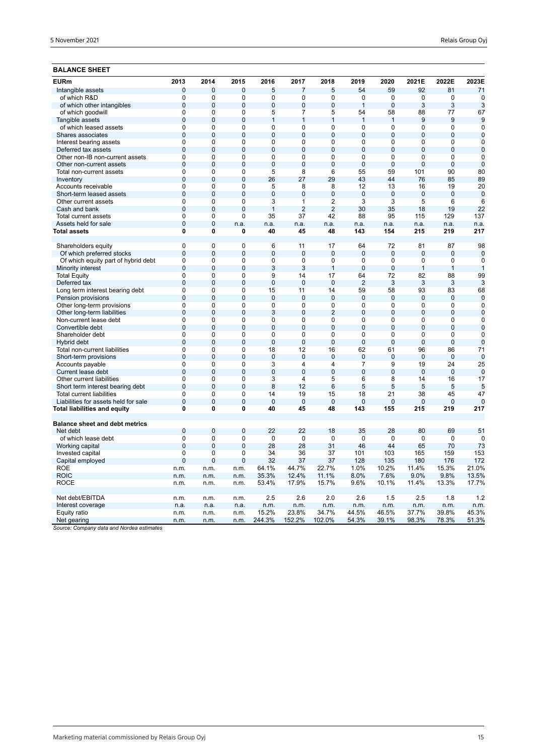## BALANCE SHEET

| EURm | 2013 | 2014 | 2015 | 2016 | 2017 | 2018 | 2019 | 2020 | 2021E | 2022E | 2023E |
|---|---|---|---|---|---|---|---|---|---|---|---|
| Intangible assets | 0 | 0 | 0 | 5 | 7 | 5 | 54 | 59 | 92 | 81 | 71 |
| of which R&D | 0 | 0 | 0 | 0 | 0 | 0 | 0 | 0 | 0 | 0 | 0 |
| of which other intangibles | 0 | 0 | 0 | 0 | 0 | 0 | 1 | 0 | 3 | 3 | 3 |
| of which goodwill | 0 | 0 | 0 | 5 | 7 | 5 | 54 | 58 | 88 | 77 | 67 |
| Tangible assets | 0 | 0 | 0 | 1 | 1 | 1 | 1 | 1 | 9 | 9 | 9 |
| of which leased assets | 0 | 0 | 0 | 0 | 0 | 0 | 0 | 0 | 0 | 0 | 0 |
| Shares associates | 0 | 0 | 0 | 0 | 0 | 0 | 0 | 0 | 0 | 0 | 0 |
| Interest bearing assets | 0 | 0 | 0 | 0 | 0 | 0 | 0 | 0 | 0 | 0 | 0 |
| Deferred tax assets | 0 | 0 | 0 | 0 | 0 | 0 | 0 | 0 | 0 | 0 | 0 |
| Other non-IB non-current assets | 0 | 0 | 0 | 0 | 0 | 0 | 0 | 0 | 0 | 0 | 0 |
| Other non-current assets | 0 | 0 | 0 | 0 | 0 | 0 | 0 | 0 | 0 | 0 | 0 |
| Total non-current assets | 0 | 0 | 0 | 5 | 8 | 6 | 55 | 59 | 101 | 90 | 80 |
| Inventory | 0 | 0 | 0 | 26 | 27 | 29 | 43 | 44 | 76 | 85 | 89 |
| Accounts receivable | 0 | 0 | 0 | 5 | 8 | 8 | 12 | 13 | 16 | 19 | 20 |
| Short-term leased assets | 0 | 0 | 0 | 0 | 0 | 0 | 0 | 0 | 0 | 0 | 0 |
| Other current assets | 0 | 0 | 0 | 3 | 1 | 2 | 3 | 3 | 5 | 6 | 6 |
| Cash and bank | 0 | 0 | 0 | 1 | 2 | 2 | 30 | 35 | 18 | 19 | 22 |
| Total current assets | 0 | 0 | 0 | 35 | 37 | 42 | 88 | 95 | 115 | 129 | 137 |
| Assets held for sale | 0 | 0 | n.a. | n.a. | n.a. | n.a. | n.a. | n.a. | n.a. | n.a. | n.a. |
| **Total assets** | **0** | **0** | **0** | **40** | **45** | **48** | **143** | **154** | **215** | **219** | **217** |
| | | | | | | | | | | | |
| Shareholders equity | 0 | 0 | 0 | 6 | 11 | 17 | 64 | 72 | 81 | 87 | 98 |
| Of which preferred stocks | 0 | 0 | 0 | 0 | 0 | 0 | 0 | 0 | 0 | 0 | 0 |
| Of which equity part of hybrid debt | 0 | 0 | 0 | 0 | 0 | 0 | 0 | 0 | 0 | 0 | 0 |
| Minority interest | 0 | 0 | 0 | 3 | 3 | 1 | 0 | 0 | 1 | 1 | 1 |
| Total Equity | 0 | 0 | 0 | 9 | 14 | 17 | 64 | 72 | 82 | 88 | 99 |
| Deferred tax | 0 | 0 | 0 | 0 | 0 | 0 | 2 | 3 | 3 | 3 | 3 |
| Long term interest bearing debt | 0 | 0 | 0 | 15 | 11 | 14 | 59 | 58 | 93 | 83 | 68 |
| Pension provisions | 0 | 0 | 0 | 0 | 0 | 0 | 0 | 0 | 0 | 0 | 0 |
| Other long-term provisions | 0 | 0 | 0 | 0 | 0 | 0 | 0 | 0 | 0 | 0 | 0 |
| Other long-term liabilities | 0 | 0 | 0 | 3 | 0 | 2 | 0 | 0 | 0 | 0 | 0 |
| Non-current lease debt | 0 | 0 | 0 | 0 | 0 | 0 | 0 | 0 | 0 | 0 | 0 |
| Convertible debt | 0 | 0 | 0 | 0 | 0 | 0 | 0 | 0 | 0 | 0 | 0 |
| Shareholder debt | 0 | 0 | 0 | 0 | 0 | 0 | 0 | 0 | 0 | 0 | 0 |
| Hybrid debt | 0 | 0 | 0 | 0 | 0 | 0 | 0 | 0 | 0 | 0 | 0 |
| Total non-current liabilities | 0 | 0 | 0 | 18 | 12 | 16 | 62 | 61 | 96 | 86 | 71 |
| Short-term provisions | 0 | 0 | 0 | 0 | 0 | 0 | 0 | 0 | 0 | 0 | 0 |
| Accounts payable | 0 | 0 | 0 | 3 | 4 | 4 | 7 | 9 | 19 | 24 | 25 |
| Current lease debt | 0 | 0 | 0 | 0 | 0 | 0 | 0 | 0 | 0 | 0 | 0 |
| Other current liabilities | 0 | 0 | 0 | 3 | 4 | 5 | 6 | 8 | 14 | 16 | 17 |
| Short term interest bearing debt | 0 | 0 | 0 | 8 | 12 | 6 | 5 | 5 | 5 | 5 | 5 |
| Total current liabilities | 0 | 0 | 0 | 14 | 19 | 15 | 18 | 21 | 38 | 45 | 47 |
| Liabilities for assets held for sale | 0 | 0 | 0 | 0 | 0 | 0 | 0 | 0 | 0 | 0 | 0 |
| **Total liabilities and equity** | **0** | **0** | **0** | **40** | **45** | **48** | **143** | **155** | **215** | **219** | **217** |
| | | | | | | | | | | | |
| **Balance sheet and debt metrics** | | | | | | | | | | | |
| Net debt | 0 | 0 | 0 | 22 | 22 | 18 | 35 | 28 | 80 | 69 | 51 |
| of which lease debt | 0 | 0 | 0 | 0 | 0 | 0 | 0 | 0 | 0 | 0 | 0 |
| Working capital | 0 | 0 | 0 | 28 | 28 | 31 | 46 | 44 | 65 | 70 | 73 |
| Invested capital | 0 | 0 | 0 | 34 | 36 | 37 | 101 | 103 | 165 | 159 | 153 |
| Capital employed | 0 | 0 | 0 | 32 | 37 | 37 | 128 | 135 | 180 | 176 | 172 |
| ROE | n.m. | n.m. | n.m. | 64.1% | 44.7% | 22.7% | 1.0% | 10.2% | 11.4% | 15.3% | 21.0% |
| ROIC | n.m. | n.m. | n.m. | 35.3% | 12.4% | 11.1% | 8.0% | 7.6% | 9.0% | 9.8% | 13.5% |
| ROCE | n.m. | n.m. | n.m. | 53.4% | 17.9% | 15.7% | 9.6% | 10.1% | 11.4% | 13.3% | 17.7% |
| | | | | | | | | | | | |
| Net debt/EBITDA | n.m. | n.m. | n.m. | 2.5 | 2.6 | 2.0 | 2.6 | 1.5 | 2.5 | 1.8 | 1.2 |
| Interest coverage | n.a. | n.a. | n.a. | n.m. | n.m. | n.m. | n.m. | n.m. | n.m. | n.m. | n.m. |
| Equity ratio | n.m. | n.m. | n.m. | 15.2% | 23.8% | 34.7% | 44.5% | 46.5% | 37.7% | 39.8% | 45.3% |
| Net gearing | n.m. | n.m. | n.m. | 244.3% | 152.2% | 102.0% | 54.3% | 39.1% | 98.3% | 78.3% | 51.3% |

*Source: Company data and Nordea estimates*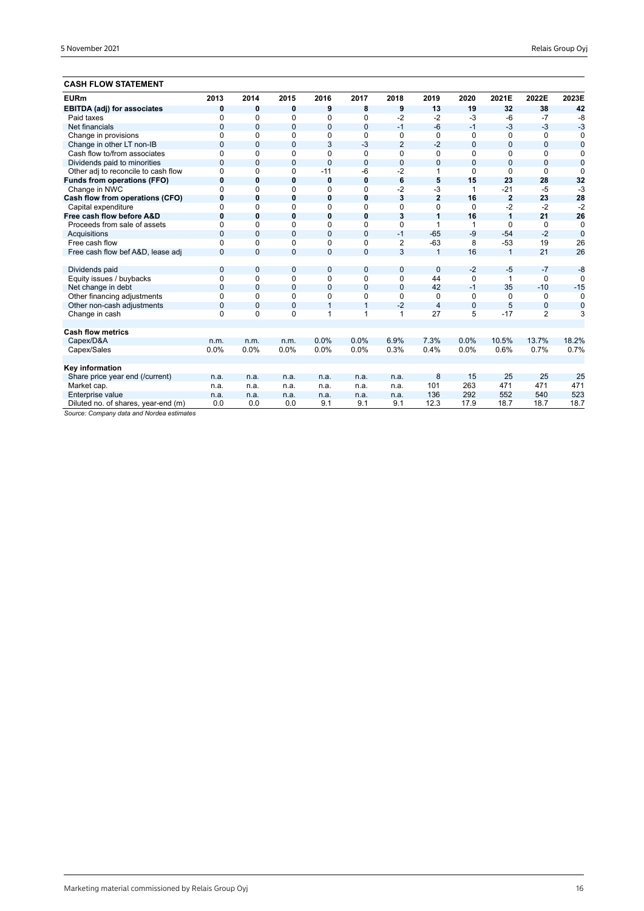## CASH FLOW STATEMENT

| EURm | 2013 | 2014 | 2015 | 2016 | 2017 | 2018 | 2019 | 2020 | 2021E | 2022E | 2023E |
|---|---|---|---|---|---|---|---|---|---|---|---|
| **EBITDA (adj) for associates** | **0** | **0** | **0** | **9** | **8** | **9** | **13** | **19** | **32** | **38** | **42** |
| Paid taxes | 0 | 0 | 0 | 0 | 0 | -2 | -2 | -3 | -6 | -7 | -8 |
| Net financials | 0 | 0 | 0 | 0 | 0 | -1 | -6 | -1 | -3 | -3 | -3 |
| Change in provisions | 0 | 0 | 0 | 0 | 0 | 0 | 0 | 0 | 0 | 0 | 0 |
| Change in other LT non-IB | 0 | 0 | 0 | 3 | -3 | 2 | -2 | 0 | 0 | 0 | 0 |
| Cash flow to/from associates | 0 | 0 | 0 | 0 | 0 | 0 | 0 | 0 | 0 | 0 | 0 |
| Dividends paid to minorities | 0 | 0 | 0 | 0 | 0 | 0 | 0 | 0 | 0 | 0 | 0 |
| Other adj to reconcile to cash flow | 0 | 0 | 0 | -11 | -6 | -2 | 1 | 0 | 0 | 0 | 0 |
| **Funds from operations (FFO)** | **0** | **0** | **0** | **0** | **0** | **6** | **5** | **15** | **23** | **28** | **32** |
| Change in NWC | 0 | 0 | 0 | 0 | 0 | -2 | -3 | 1 | -21 | -5 | -3 |
| **Cash flow from operations (CFO)** | **0** | **0** | **0** | **0** | **0** | **3** | **2** | **16** | **2** | **23** | **28** |
| Capital expenditure | 0 | 0 | 0 | 0 | 0 | 0 | 0 | 0 | -2 | -2 | -2 |
| **Free cash flow before A&D** | **0** | **0** | **0** | **0** | **0** | **3** | **1** | **16** | **1** | **21** | **26** |
| Proceeds from sale of assets | 0 | 0 | 0 | 0 | 0 | 0 | 1 | 1 | 0 | 0 | 0 |
| Acquisitions | 0 | 0 | 0 | 0 | 0 | -1 | -65 | -9 | -54 | -2 | 0 |
| Free cash flow | 0 | 0 | 0 | 0 | 0 | 2 | -63 | 8 | -53 | 19 | 26 |
| Free cash flow bef A&D, lease adj | 0 | 0 | 0 | 0 | 0 | 3 | 1 | 16 | 1 | 21 | 26 |
| | | | | | | | | | | | |
| Dividends paid | 0 | 0 | 0 | 0 | 0 | 0 | 0 | -2 | -5 | -7 | -8 |
| Equity issues / buybacks | 0 | 0 | 0 | 0 | 0 | 0 | 44 | 0 | 1 | 0 | 0 |
| Net change in debt | 0 | 0 | 0 | 0 | 0 | 0 | 42 | -1 | 35 | -10 | -15 |
| Other financing adjustments | 0 | 0 | 0 | 0 | 0 | 0 | 0 | 0 | 0 | 0 | 0 |
| Other non-cash adjustments | 0 | 0 | 0 | 1 | 1 | -2 | 4 | 0 | 5 | 0 | 0 |
| Change in cash | 0 | 0 | 0 | 1 | 1 | 1 | 27 | 5 | -17 | 2 | 3 |
| | | | | | | | | | | | |
| **Cash flow metrics** | | | | | | | | | | | |
| Capex/D&A | n.m. | n.m. | n.m. | 0.0% | 0.0% | 6.9% | 7.3% | 0.0% | 10.5% | 13.7% | 18.2% |
| Capex/Sales | 0.0% | 0.0% | 0.0% | 0.0% | 0.0% | 0.3% | 0.4% | 0.0% | 0.6% | 0.7% | 0.7% |
| | | | | | | | | | | | |
| **Key information** | | | | | | | | | | | |
| Share price year end (/current) | n.a. | n.a. | n.a. | n.a. | n.a. | n.a. | 8 | 15 | 25 | 25 | 25 |
| Market cap. | n.a. | n.a. | n.a. | n.a. | n.a. | n.a. | 101 | 263 | 471 | 471 | 471 |
| Enterprise value | n.a. | n.a. | n.a. | n.a. | n.a. | n.a. | 136 | 292 | 552 | 540 | 523 |
| Diluted no. of shares, year-end (m) | 0.0 | 0.0 | 0.0 | 9.1 | 9.1 | 9.1 | 12.3 | 17.9 | 18.7 | 18.7 | 18.7 |

*Source: Company data and Nordea estimates*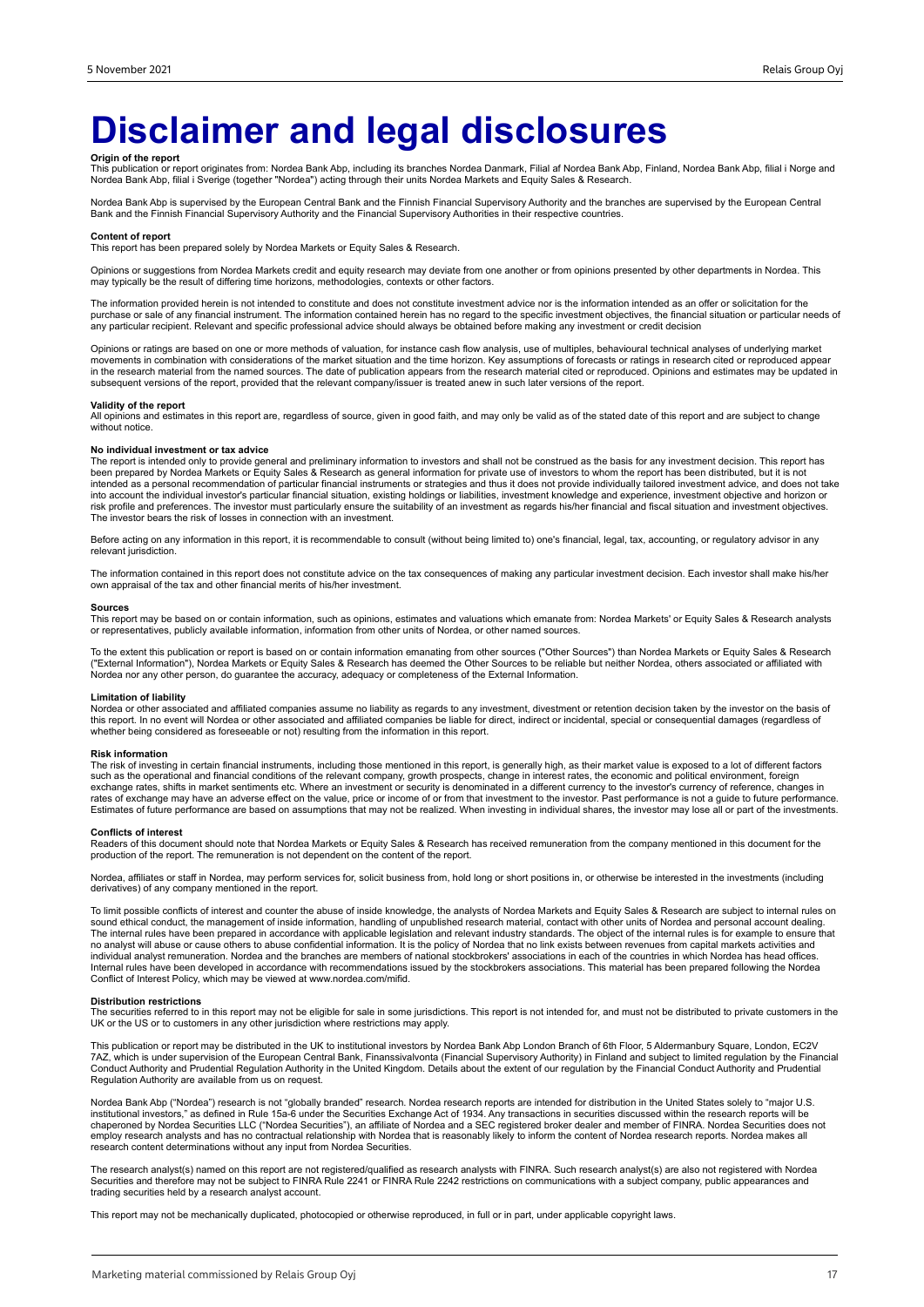# Disclaimer and legal disclosures

**Origin of the report**

This publication or report originates from: Nordea Bank Abp, including its branches Nordea Danmark, Filial af Nordea Bank Abp, Finland, Nordea Bank Abp, filial i Norge and Nordea Bank Abp, filial i Sverige (together "Nordea") acting through their units Nordea Markets and Equity Sales & Research.

Nordea Bank Abp is supervised by the European Central Bank and the Finnish Financial Supervisory Authority and the branches are supervised by the European Central Bank and the Finnish Financial Supervisory Authority and the Financial Supervisory Authorities in their respective countries.

**Content of report**

This report has been prepared solely by Nordea Markets or Equity Sales & Research.

Opinions or suggestions from Nordea Markets credit and equity research may deviate from one another or from opinions presented by other departments in Nordea. This may typically be the result of differing time horizons, methodologies, contexts or other factors.

The information provided herein is not intended to constitute and does not constitute investment advice nor is the information intended as an offer or solicitation for the purchase or sale of any financial instrument. The information contained herein has no regard to the specific investment objectives, the financial situation or particular needs of any particular recipient. Relevant and specific professional advice should always be obtained before making any investment or credit decision

Opinions or ratings are based on one or more methods of valuation, for instance cash flow analysis, use of multiples, behavioural technical analyses of underlying market movements in combination with considerations of the market situation and the time horizon. Key assumptions of forecasts or ratings in research cited or reproduced appear in the research material from the named sources. The date of publication appears from the research material cited or reproduced. Opinions and estimates may be updated in subsequent versions of the report, provided that the relevant company/issuer is treated anew in such later versions of the report.

**Validity of the report**

All opinions and estimates in this report are, regardless of source, given in good faith, and may only be valid as of the stated date of this report and are subject to change without notice.

**No individual investment or tax advice**

The report is intended only to provide general and preliminary information to investors and shall not be construed as the basis for any investment decision. This report has been prepared by Nordea Markets or Equity Sales & Research as general information for private use of investors to whom the report has been distributed, but it is not intended as a personal recommendation of particular financial instruments or strategies and thus it does not provide individually tailored investment advice, and does not take into account the individual investor's particular financial situation, existing holdings or liabilities, investment knowledge and experience, investment objective and horizon or risk profile and preferences. The investor must particularly ensure the suitability of an investment as regards his/her financial and fiscal situation and investment objectives. The investor bears the risk of losses in connection with an investment.

Before acting on any information in this report, it is recommendable to consult (without being limited to) one's financial, legal, tax, accounting, or regulatory advisor in any relevant jurisdiction.

The information contained in this report does not constitute advice on the tax consequences of making any particular investment decision. Each investor shall make his/her own appraisal of the tax and other financial merits of his/her investment.

**Sources**

This report may be based on or contain information, such as opinions, estimates and valuations which emanate from: Nordea Markets' or Equity Sales & Research analysts or representatives, publicly available information, information from other units of Nordea, or other named sources.

To the extent this publication or report is based on or contain information emanating from other sources ("Other Sources") than Nordea Markets or Equity Sales & Research ("External Information"), Nordea Markets or Equity Sales & Research has deemed the Other Sources to be reliable but neither Nordea, others associated or affiliated with Nordea nor any other person, do guarantee the accuracy, adequacy or completeness of the External Information.

**Limitation of liability**

Nordea or other associated and affiliated companies assume no liability as regards to any investment, divestment or retention decision taken by the investor on the basis of this report. In no event will Nordea or other associated and affiliated companies be liable for direct, indirect or incidental, special or consequential damages (regardless of whether being considered as foreseeable or not) resulting from the information in this report.

**Risk information**

The risk of investing in certain financial instruments, including those mentioned in this report, is generally high, as their market value is exposed to a lot of different factors such as the operational and financial conditions of the relevant company, growth prospects, change in interest rates, the economic and political environment, foreign exchange rates, shifts in market sentiments etc. Where an investment or security is denominated in a different currency to the investor's currency of reference, changes in rates of exchange may have an adverse effect on the value, price or income of or from that investment to the investor. Past performance is not a guide to future performance. Estimates of future performance are based on assumptions that may not be realized. When investing in individual shares, the investor may lose all or part of the investments.

**Conflicts of interest**

Readers of this document should note that Nordea Markets or Equity Sales & Research has received remuneration from the company mentioned in this document for the production of the report. The remuneration is not dependent on the content of the report.

Nordea, affiliates or staff in Nordea, may perform services for, solicit business from, hold long or short positions in, or otherwise be interested in the investments (including derivatives) of any company mentioned in the report.

To limit possible conflicts of interest and counter the abuse of inside knowledge, the analysts of Nordea Markets and Equity Sales & Research are subject to internal rules on sound ethical conduct, the management of inside information, handling of unpublished research material, contact with other units of Nordea and personal account dealing. The internal rules have been prepared in accordance with applicable legislation and relevant industry standards. The object of the internal rules is for example to ensure that no analyst will abuse or cause others to abuse confidential information. It is the policy of Nordea that no link exists between revenues from capital markets activities and individual analyst remuneration. Nordea and the branches are members of national stockbrokers' associations in each of the countries in which Nordea has head offices. Internal rules have been developed in accordance with recommendations issued by the stockbrokers associations. This material has been prepared following the Nordea Conflict of Interest Policy, which may be viewed at www.nordea.com/mifid.

**Distribution restrictions**

The securities referred to in this report may not be eligible for sale in some jurisdictions. This report is not intended for, and must not be distributed to private customers in the UK or the US or to customers in any other jurisdiction where restrictions may apply.

This publication or report may be distributed in the UK to institutional investors by Nordea Bank Abp London Branch of 6th Floor, 5 Aldermanbury Square, London, EC2V 7AZ, which is under supervision of the European Central Bank, Finanssivalvonta (Financial Supervisory Authority) in Finland and subject to limited regulation by the Financial Conduct Authority and Prudential Regulation Authority in the United Kingdom. Details about the extent of our regulation by the Financial Conduct Authority and Prudential Regulation Authority are available from us on request.

Nordea Bank Abp ("Nordea") research is not "globally branded" research. Nordea research reports are intended for distribution in the United States solely to "major U.S. institutional investors," as defined in Rule 15a-6 under the Securities Exchange Act of 1934. Any transactions in securities discussed within the research reports will be chaperoned by Nordea Securities LLC ("Nordea Securities"), an affiliate of Nordea and a SEC registered broker dealer and member of FINRA. Nordea Securities does not employ research analysts and has no contractual relationship with Nordea that is reasonably likely to inform the content of Nordea research reports. Nordea makes all research content determinations without any input from Nordea Securities.

The research analyst(s) named on this report are not registered/qualified as research analysts with FINRA. Such research analyst(s) are also not registered with Nordea Securities and therefore may not be subject to FINRA Rule 2241 or FINRA Rule 2242 restrictions on communications with a subject company, public appearances and trading securities held by a research analyst account.

This report may not be mechanically duplicated, photocopied or otherwise reproduced, in full or in part, under applicable copyright laws.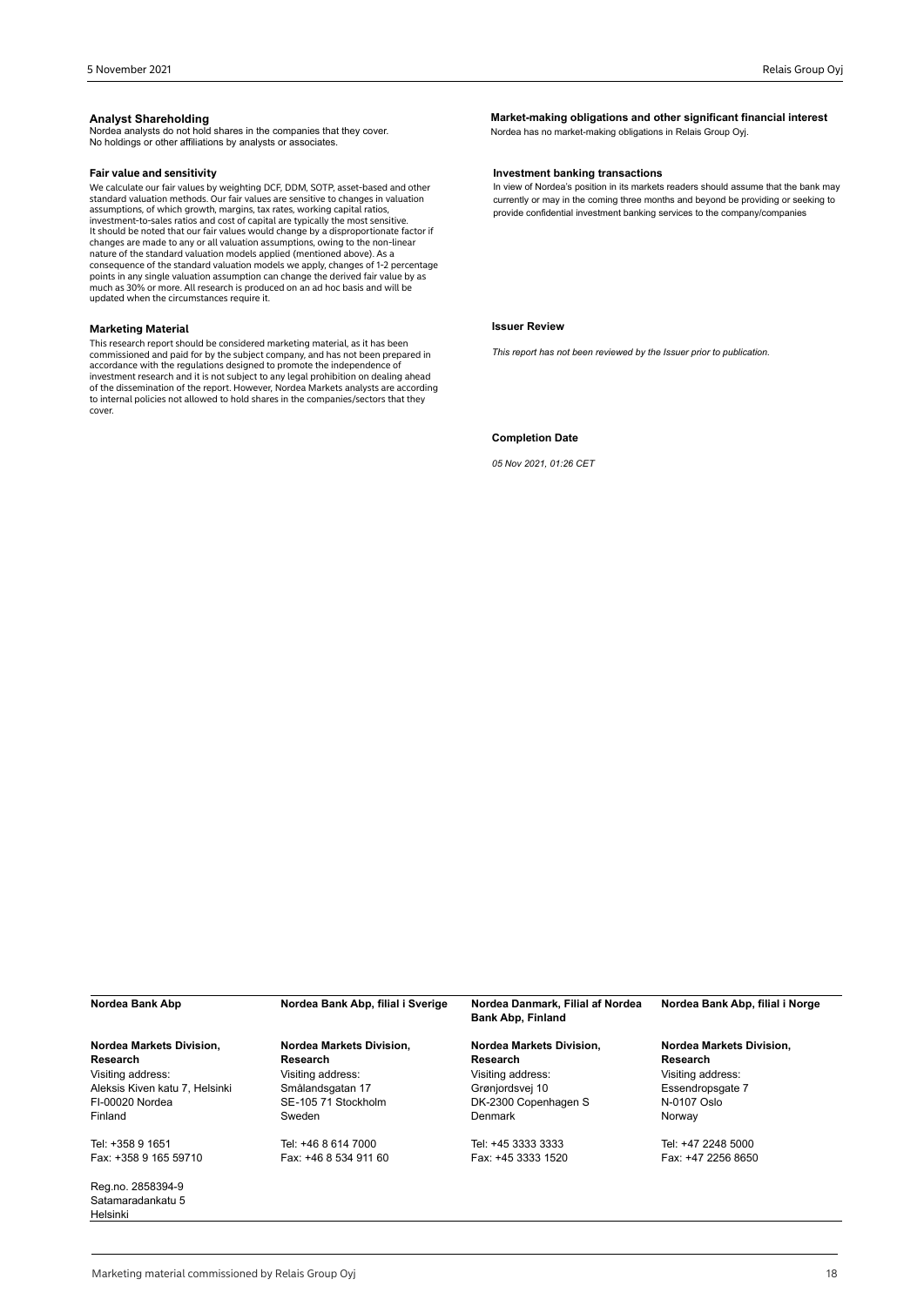## Analyst Shareholding

Nordea analysts do not hold shares in the companies that they cover.
No holdings or other affiliations by analysts or associates.

## Fair value and sensitivity

We calculate our fair values by weighting DCF, DDM, SOTP, asset-based and other standard valuation methods. Our fair values are sensitive to changes in valuation assumptions, of which growth, margins, tax rates, working capital ratios, investment-to-sales ratios and cost of capital are typically the most sensitive. It should be noted that our fair values would change by a disproportionate factor if changes are made to any or all valuation assumptions, owing to the non-linear nature of the standard valuation models applied (mentioned above). As a consequence of the standard valuation models we apply, changes of 1-2 percentage points in any single valuation assumption can change the derived fair value by as much as 30% or more. All research is produced on an ad hoc basis and will be updated when the circumstances require it.

## Marketing Material

This research report should be considered marketing material, as it has been commissioned and paid for by the subject company, and has not been prepared in accordance with the regulations designed to promote the independence of investment research and it is not subject to any legal prohibition on dealing ahead of the dissemination of the report. However, Nordea Markets analysts are according to internal policies not allowed to hold shares in the companies/sectors that they cover.

## Market-making obligations and other significant financial interest

Nordea has no market-making obligations in Relais Group Oyj.

## Investment banking transactions

In view of Nordea's position in its markets readers should assume that the bank may currently or may in the coming three months and beyond be providing or seeking to provide confidential investment banking services to the company/companies

## Issuer Review

*This report has not been reviewed by the Issuer prior to publication.*

## Completion Date

*05 Nov 2021, 01:26 CET*

---

**Nordea Bank Abp**

**Nordea Markets Division, Research**
Visiting address:
Aleksis Kiven katu 7, Helsinki
FI-00020 Nordea
Finland

Tel: +358 9 1651
Fax: +358 9 165 59710

Reg.no. 2858394-9
Satamaradankatu 5
Helsinki

**Nordea Bank Abp, filial i Sverige**

**Nordea Markets Division, Research**
Visiting address:
Smålandsgatan 17
SE-105 71 Stockholm
Sweden

Tel: +46 8 614 7000
Fax: +46 8 534 911 60

**Nordea Danmark, Filial af Nordea Bank Abp, Finland**

**Nordea Markets Division, Research**
Visiting address:
Grønjordsvej 10
DK-2300 Copenhagen S
Denmark

Tel: +45 3333 3333
Fax: +45 3333 1520

**Nordea Bank Abp, filial i Norge**

**Nordea Markets Division, Research**
Visiting address:
Essendropsgate 7
N-0107 Oslo
Norway

Tel: +47 2248 5000
Fax: +47 2256 8650